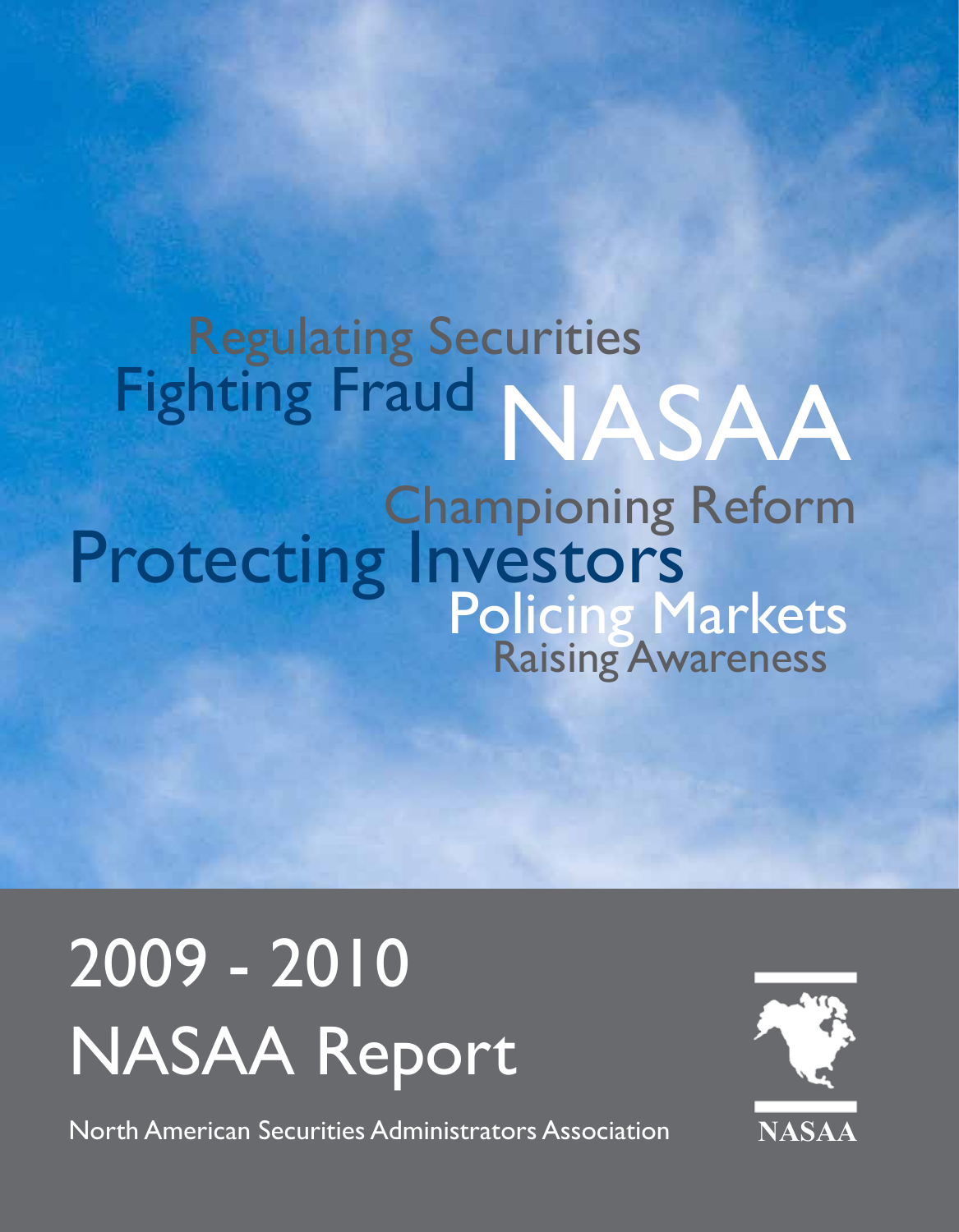Regulating Securities

Fighting Fraud

NASAA

Championing Reform

Protecting Investors

Policing Markets

Raising Awareness

# 2009 - 2010 NASAA Report

North American Securities Administrators Association

NASAA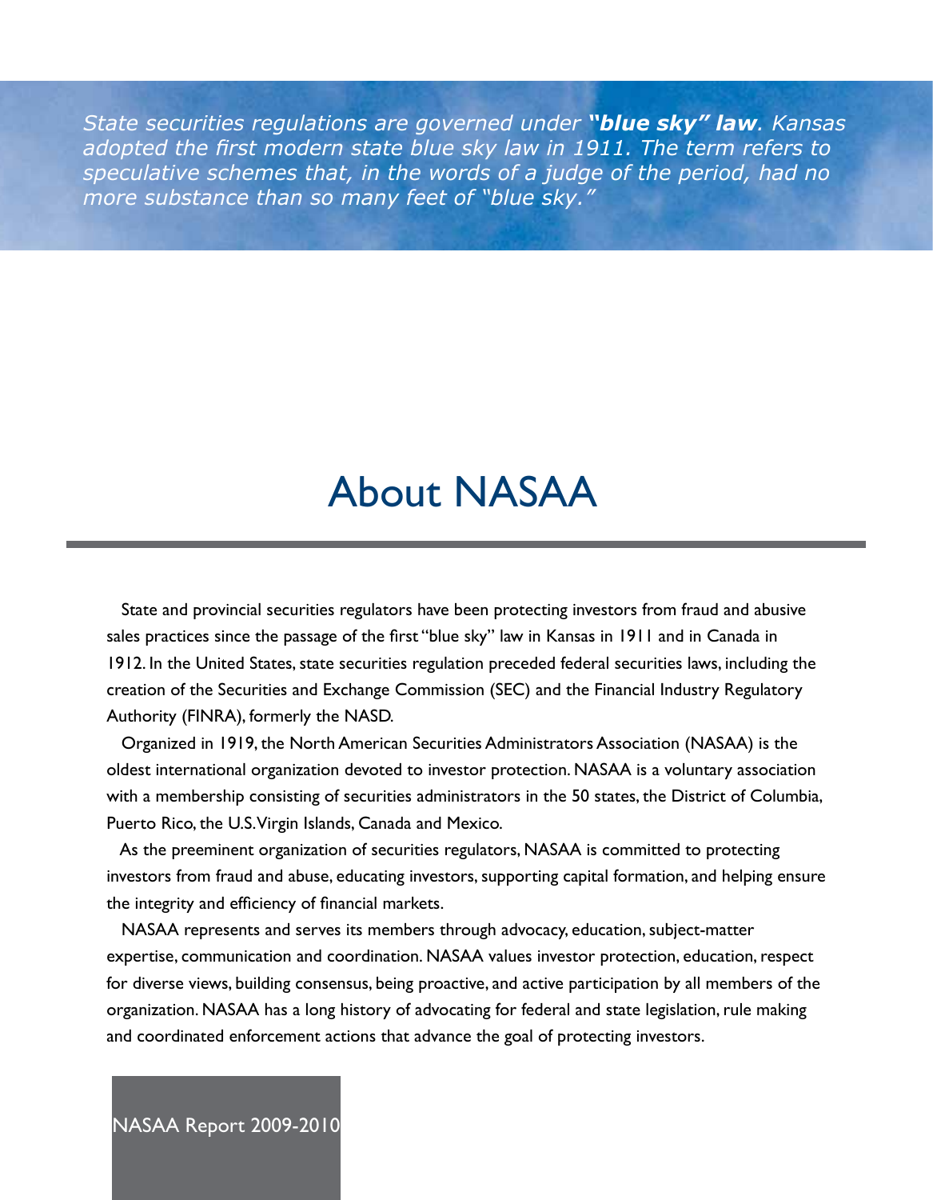*State securities regulations are governed under **"blue sky" law**. Kansas adopted the first modern state blue sky law in 1911. The term refers to speculative schemes that, in the words of a judge of the period, had no more substance than so many feet of "blue sky."*

# About NASAA

State and provincial securities regulators have been protecting investors from fraud and abusive sales practices since the passage of the first "blue sky" law in Kansas in 1911 and in Canada in 1912. In the United States, state securities regulation preceded federal securities laws, including the creation of the Securities and Exchange Commission (SEC) and the Financial Industry Regulatory Authority (FINRA), formerly the NASD.

Organized in 1919, the North American Securities Administrators Association (NASAA) is the oldest international organization devoted to investor protection. NASAA is a voluntary association with a membership consisting of securities administrators in the 50 states, the District of Columbia, Puerto Rico, the U.S. Virgin Islands, Canada and Mexico.

As the preeminent organization of securities regulators, NASAA is committed to protecting investors from fraud and abuse, educating investors, supporting capital formation, and helping ensure the integrity and efficiency of financial markets.

NASAA represents and serves its members through advocacy, education, subject-matter expertise, communication and coordination. NASAA values investor protection, education, respect for diverse views, building consensus, being proactive, and active participation by all members of the organization. NASAA has a long history of advocating for federal and state legislation, rule making and coordinated enforcement actions that advance the goal of protecting investors.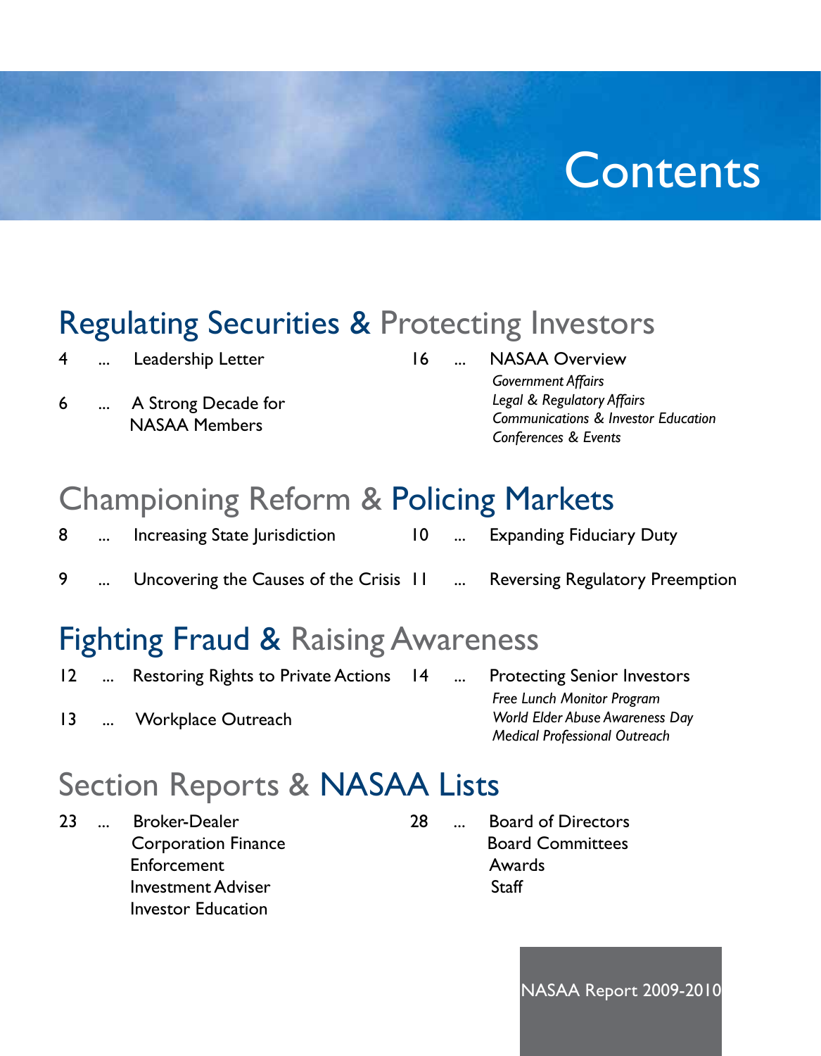# Contents

## Regulating Securities & Protecting Investors

4 ... Leadership Letter

6 ... A Strong Decade for NASAA Members

16 ... NASAA Overview
*Government Affairs*
*Legal & Regulatory Affairs*
*Communications & Investor Education*
*Conferences & Events*

## Championing Reform & Policing Markets

8 ... Increasing State Jurisdiction

9 ... Uncovering the Causes of the Crisis

10 ... Expanding Fiduciary Duty

11 ... Reversing Regulatory Preemption

## Fighting Fraud & Raising Awareness

12 ... Restoring Rights to Private Actions

13 ... Workplace Outreach

14 ... Protecting Senior Investors
*Free Lunch Monitor Program*
*World Elder Abuse Awareness Day*
*Medical Professional Outreach*

## Section Reports & NASAA Lists

23 ... Broker-Dealer
Corporation Finance
Enforcement
Investment Adviser
Investor Education

28 ... Board of Directors
Board Committees
Awards
Staff

NASAA Report 2009-2010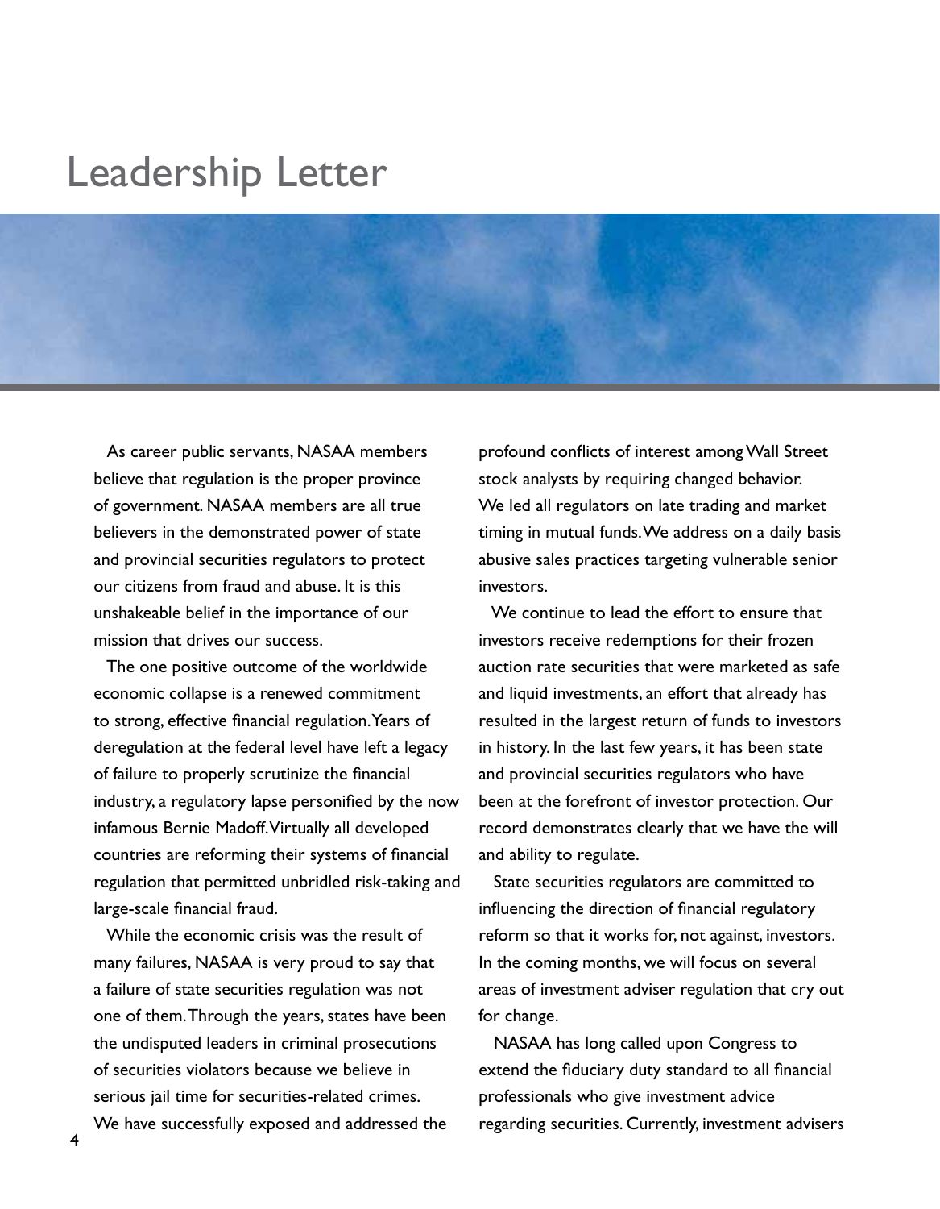# Leadership Letter

As career public servants, NASAA members believe that regulation is the proper province of government. NASAA members are all true believers in the demonstrated power of state and provincial securities regulators to protect our citizens from fraud and abuse. It is this unshakeable belief in the importance of our mission that drives our success.

The one positive outcome of the worldwide economic collapse is a renewed commitment to strong, effective financial regulation. Years of deregulation at the federal level have left a legacy of failure to properly scrutinize the financial industry, a regulatory lapse personified by the now infamous Bernie Madoff. Virtually all developed countries are reforming their systems of financial regulation that permitted unbridled risk-taking and large-scale financial fraud.

While the economic crisis was the result of many failures, NASAA is very proud to say that a failure of state securities regulation was not one of them. Through the years, states have been the undisputed leaders in criminal prosecutions of securities violators because we believe in serious jail time for securities-related crimes. We have successfully exposed and addressed the profound conflicts of interest among Wall Street stock analysts by requiring changed behavior. We led all regulators on late trading and market timing in mutual funds. We address on a daily basis abusive sales practices targeting vulnerable senior investors.

We continue to lead the effort to ensure that investors receive redemptions for their frozen auction rate securities that were marketed as safe and liquid investments, an effort that already has resulted in the largest return of funds to investors in history. In the last few years, it has been state and provincial securities regulators who have been at the forefront of investor protection. Our record demonstrates clearly that we have the will and ability to regulate.

State securities regulators are committed to influencing the direction of financial regulatory reform so that it works for, not against, investors. In the coming months, we will focus on several areas of investment adviser regulation that cry out for change.

NASAA has long called upon Congress to extend the fiduciary duty standard to all financial professionals who give investment advice regarding securities. Currently, investment advisers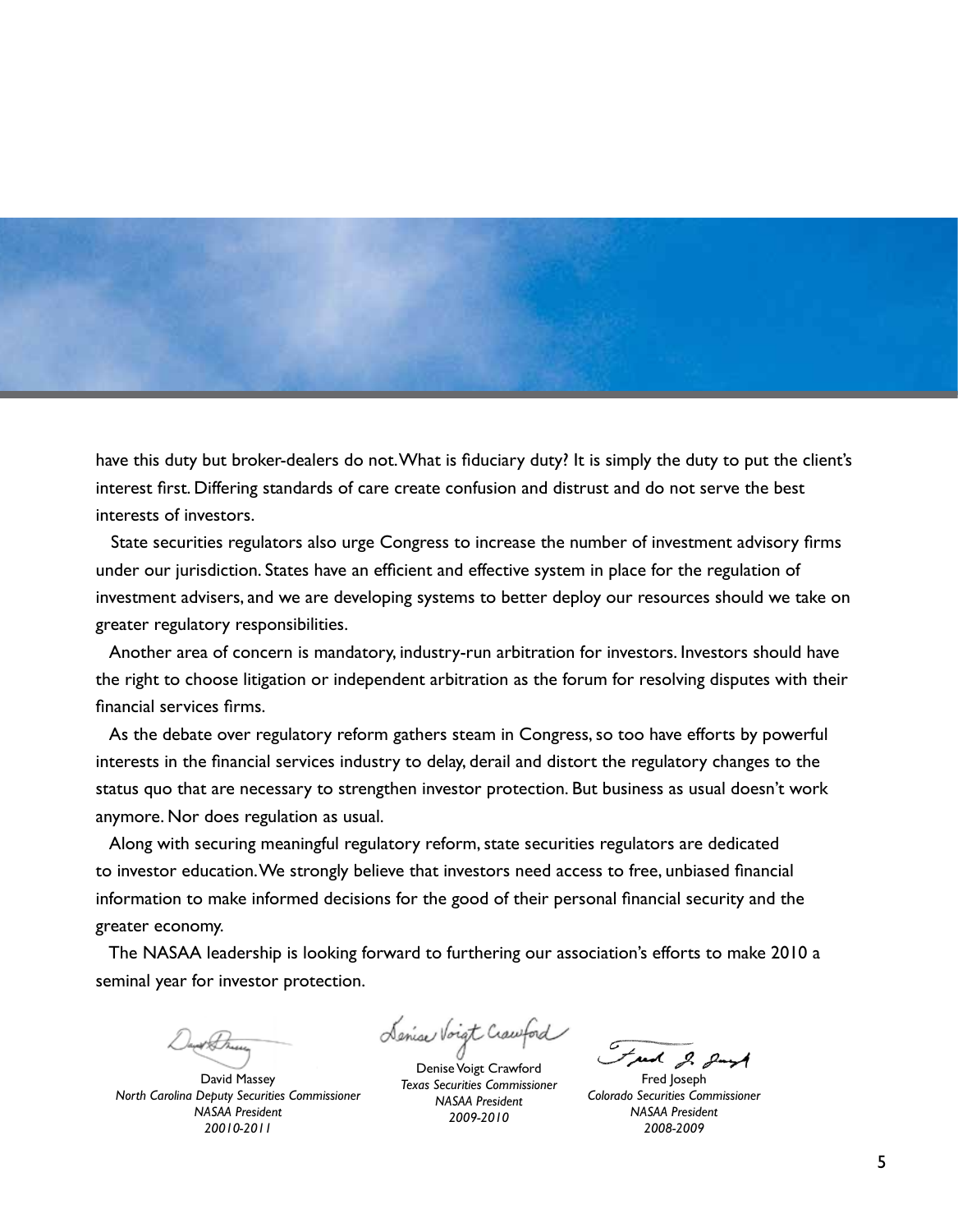have this duty but broker-dealers do not. What is fiduciary duty? It is simply the duty to put the client's interest first. Differing standards of care create confusion and distrust and do not serve the best interests of investors.

State securities regulators also urge Congress to increase the number of investment advisory firms under our jurisdiction. States have an efficient and effective system in place for the regulation of investment advisers, and we are developing systems to better deploy our resources should we take on greater regulatory responsibilities.

Another area of concern is mandatory, industry-run arbitration for investors. Investors should have the right to choose litigation or independent arbitration as the forum for resolving disputes with their financial services firms.

As the debate over regulatory reform gathers steam in Congress, so too have efforts by powerful interests in the financial services industry to delay, derail and distort the regulatory changes to the status quo that are necessary to strengthen investor protection. But business as usual doesn't work anymore. Nor does regulation as usual.

Along with securing meaningful regulatory reform, state securities regulators are dedicated to investor education. We strongly believe that investors need access to free, unbiased financial information to make informed decisions for the good of their personal financial security and the greater economy.

The NASAA leadership is looking forward to furthering our association's efforts to make 2010 a seminal year for investor protection.

David Massey
*North Carolina Deputy Securities Commissioner*
*NASAA President*
*20010-2011*

Denise Voigt Crawford
*Texas Securities Commissioner*
*NASAA President*
*2009-2010*

Fred Joseph
*Colorado Securities Commissioner*
*NASAA President*
*2008-2009*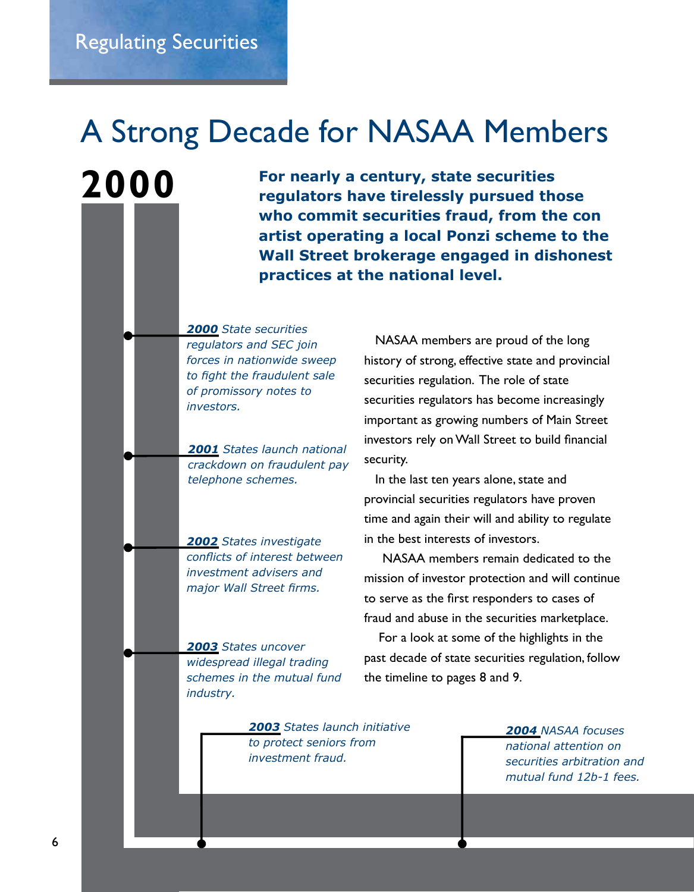# A Strong Decade for NASAA Members

**2000**

**For nearly a century, state securities regulators have tirelessly pursued those who commit securities fraud, from the con artist operating a local Ponzi scheme to the Wall Street brokerage engaged in dishonest practices at the national level.**

*__2000__ State securities regulators and SEC join forces in nationwide sweep to fight the fraudulent sale of promissory notes to investors.*

*__2001__ States launch national crackdown on fraudulent pay telephone schemes.*

*__2002__ States investigate conflicts of interest between investment advisers and major Wall Street firms.*

*__2003__ States uncover widespread illegal trading schemes in the mutual fund industry.*

*__2003__ States launch initiative to protect seniors from investment fraud.*

*__2004__ NASAA focuses national attention on securities arbitration and mutual fund 12b-1 fees.*

NASAA members are proud of the long history of strong, effective state and provincial securities regulation. The role of state securities regulators has become increasingly important as growing numbers of Main Street investors rely on Wall Street to build financial security.

In the last ten years alone, state and provincial securities regulators have proven time and again their will and ability to regulate in the best interests of investors.

NASAA members remain dedicated to the mission of investor protection and will continue to serve as the first responders to cases of fraud and abuse in the securities marketplace.

For a look at some of the highlights in the past decade of state securities regulation, follow the timeline to pages 8 and 9.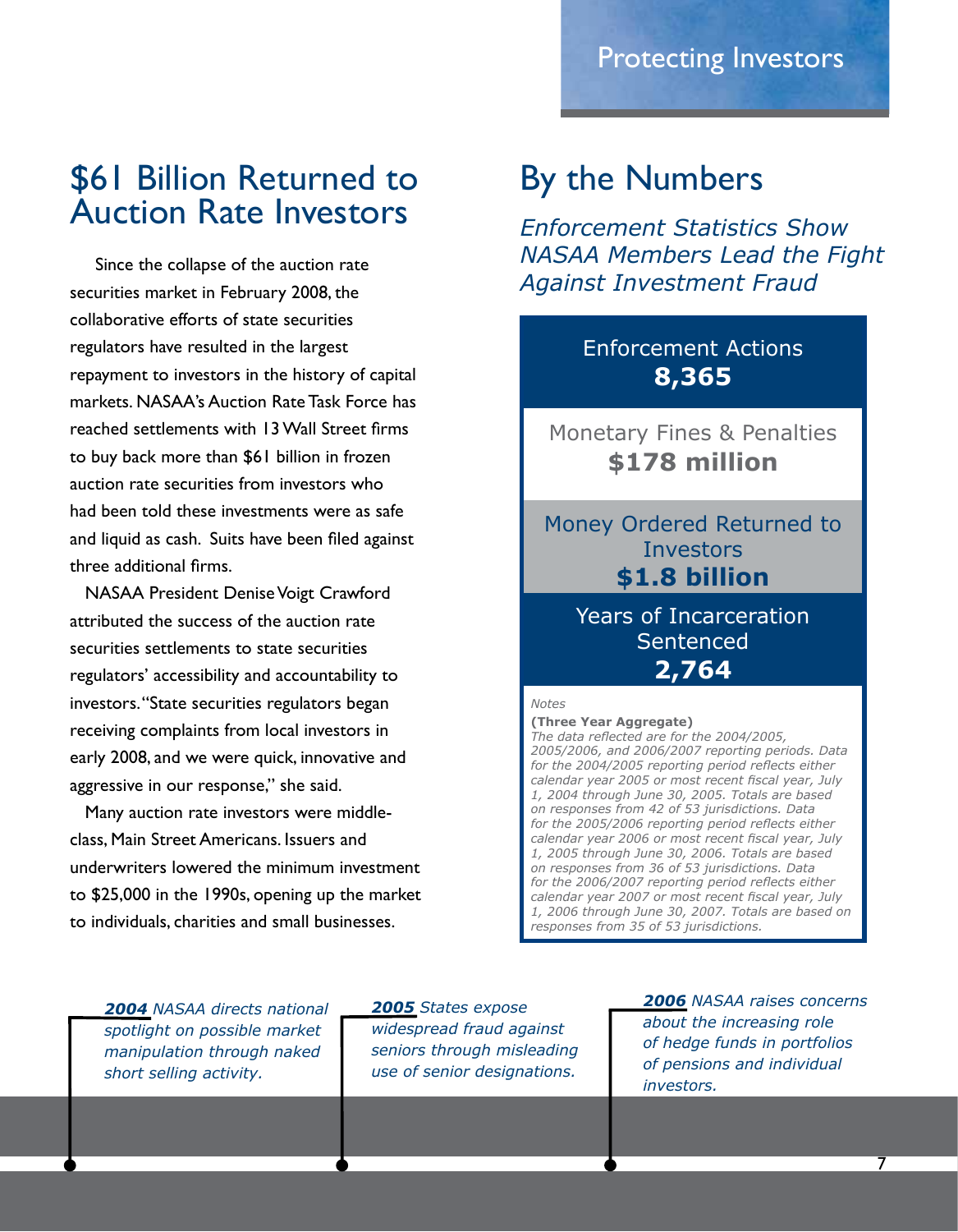## $61 Billion Returned to Auction Rate Investors

Since the collapse of the auction rate securities market in February 2008, the collaborative efforts of state securities regulators have resulted in the largest repayment to investors in the history of capital markets. NASAA's Auction Rate Task Force has reached settlements with 13 Wall Street firms to buy back more than $61 billion in frozen auction rate securities from investors who had been told these investments were as safe and liquid as cash. Suits have been filed against three additional firms.

NASAA President Denise Voigt Crawford attributed the success of the auction rate securities settlements to state securities regulators' accessibility and accountability to investors. "State securities regulators began receiving complaints from local investors in early 2008, and we were quick, innovative and aggressive in our response," she said.

Many auction rate investors were middle-class, Main Street Americans. Issuers and underwriters lowered the minimum investment to $25,000 in the 1990s, opening up the market to individuals, charities and small businesses.

## By the Numbers

*Enforcement Statistics Show NASAA Members Lead the Fight Against Investment Fraud*

Enforcement Actions
**8,365**

Monetary Fines & Penalties
**$178 million**

Money Ordered Returned to Investors
**$1.8 billion**

Years of Incarceration Sentenced
**2,764**

*Notes*

**(Three Year Aggregate)**
*The data reflected are for the 2004/2005, 2005/2006, and 2006/2007 reporting periods. Data for the 2004/2005 reporting period reflects either calendar year 2005 or most recent fiscal year, July 1, 2004 through June 30, 2005. Totals are based on responses from 42 of 53 jurisdictions. Data for the 2005/2006 reporting period reflects either calendar year 2006 or most recent fiscal year, July 1, 2005 through June 30, 2006. Totals are based on responses from 36 of 53 jurisdictions. Data for the 2006/2007 reporting period reflects either calendar year 2007 or most recent fiscal year, July 1, 2006 through June 30, 2007. Totals are based on responses from 35 of 53 jurisdictions.*

***2004*** *NASAA directs national spotlight on possible market manipulation through naked short selling activity.*

***2005*** *States expose widespread fraud against seniors through misleading use of senior designations.*

***2006*** *NASAA raises concerns about the increasing role of hedge funds in portfolios of pensions and individual investors.*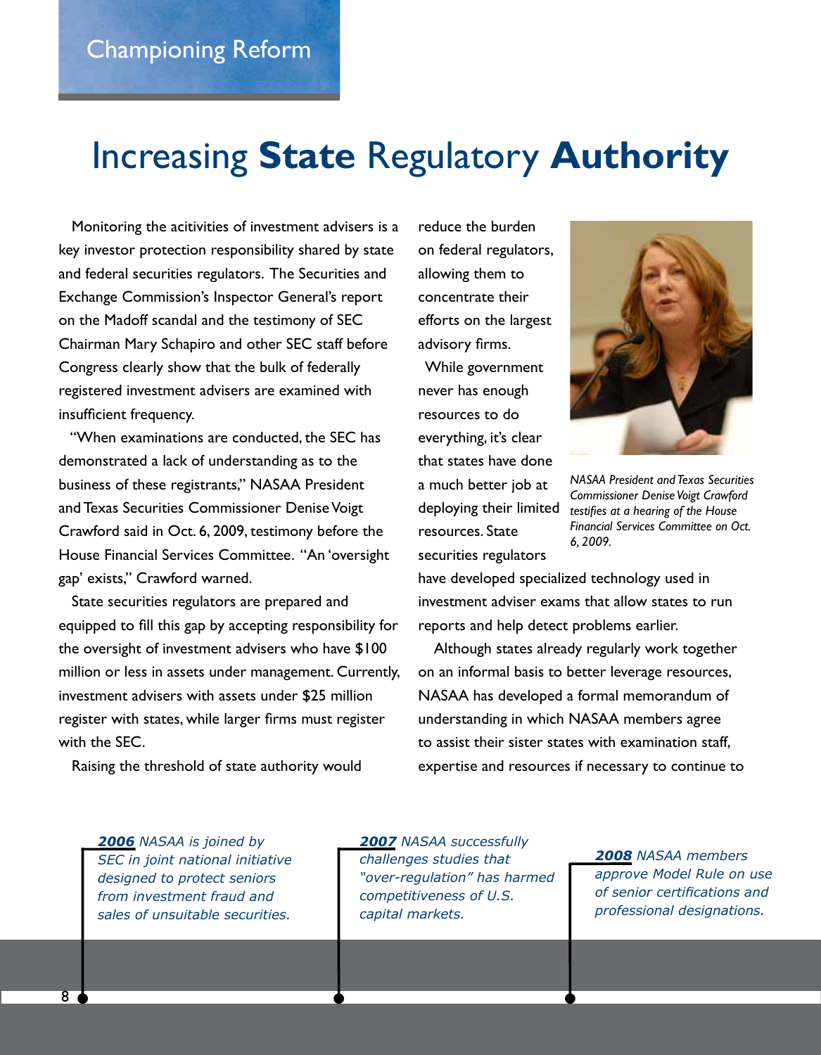Championing Reform

# Increasing **State** Regulatory **Authority**

Monitoring the acitivities of investment advisers is a key investor protection responsibility shared by state and federal securities regulators. The Securities and Exchange Commission's Inspector General's report on the Madoff scandal and the testimony of SEC Chairman Mary Schapiro and other SEC staff before Congress clearly show that the bulk of federally registered investment advisers are examined with insufficient frequency.

"When examinations are conducted, the SEC has demonstrated a lack of understanding as to the business of these registrants," NASAA President and Texas Securities Commissioner Denise Voigt Crawford said in Oct. 6, 2009, testimony before the House Financial Services Committee. "An 'oversight gap' exists," Crawford warned.

State securities regulators are prepared and equipped to fill this gap by accepting responsibility for the oversight of investment advisers who have $100 million or less in assets under management. Currently, investment advisers with assets under $25 million register with states, while larger firms must register with the SEC.

Raising the threshold of state authority would reduce the burden on federal regulators, allowing them to concentrate their efforts on the largest advisory firms.

While government never has enough resources to do everything, it's clear that states have done a much better job at deploying their limited resources. State securities regulators have developed specialized technology used in investment adviser exams that allow states to run reports and help detect problems earlier.

*NASAA President and Texas Securities Commissioner Denise Voigt Crawford testifies at a hearing of the House Financial Services Committee on Oct. 6, 2009.*

Although states already regularly work together on an informal basis to better leverage resources, NASAA has developed a formal memorandum of understanding in which NASAA members agree to assist their sister states with examination staff, expertise and resources if necessary to continue to

***2006*** *NASAA is joined by SEC in joint national initiative designed to protect seniors from investment fraud and sales of unsuitable securities.*

***2007*** *NASAA successfully challenges studies that "over-regulation" has harmed competitiveness of U.S. capital markets.*

***2008*** *NASAA members approve Model Rule on use of senior certifications and professional designations.*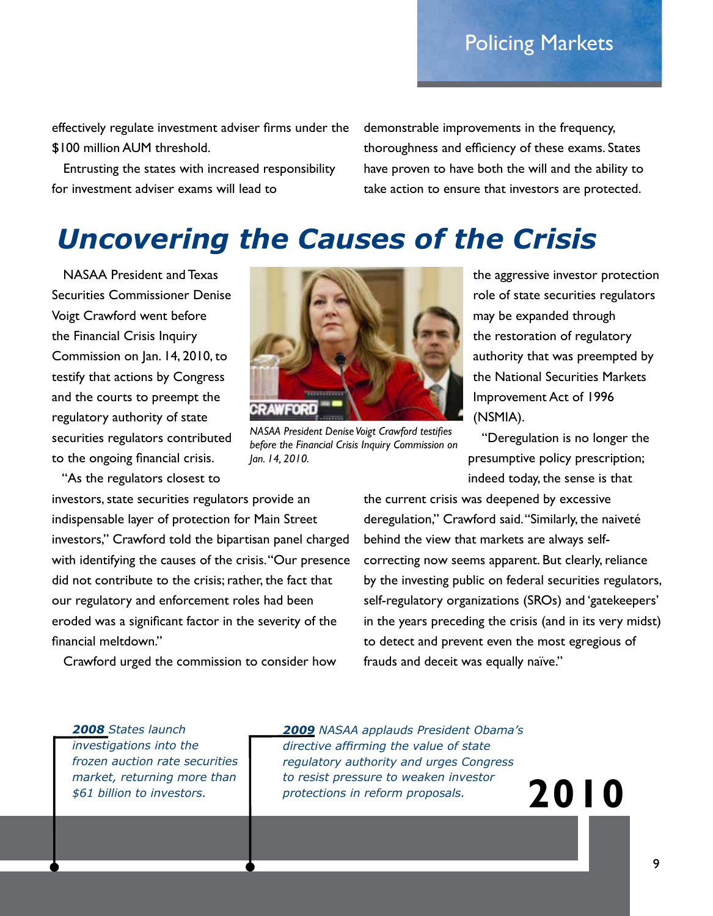effectively regulate investment adviser firms under the $100 million AUM threshold.

Entrusting the states with increased responsibility for investment adviser exams will lead to demonstrable improvements in the frequency, thoroughness and efficiency of these exams. States have proven to have both the will and the ability to take action to ensure that investors are protected.

# *Uncovering the Causes of the Crisis*

NASAA President and Texas Securities Commissioner Denise Voigt Crawford went before the Financial Crisis Inquiry Commission on Jan. 14, 2010, to testify that actions by Congress and the courts to preempt the regulatory authority of state securities regulators contributed to the ongoing financial crisis.

*NASAA President Denise Voigt Crawford testifies before the Financial Crisis Inquiry Commission on Jan. 14, 2010.*

"As the regulators closest to investors, state securities regulators provide an indispensable layer of protection for Main Street investors," Crawford told the bipartisan panel charged with identifying the causes of the crisis. "Our presence did not contribute to the crisis; rather, the fact that our regulatory and enforcement roles had been eroded was a significant factor in the severity of the financial meltdown."

Crawford urged the commission to consider how the aggressive investor protection role of state securities regulators may be expanded through the restoration of regulatory authority that was preempted by the National Securities Markets Improvement Act of 1996 (NSMIA).

"Deregulation is no longer the presumptive policy prescription; indeed today, the sense is that the current crisis was deepened by excessive deregulation," Crawford said. "Similarly, the naiveté behind the view that markets are always self-correcting now seems apparent. But clearly, reliance by the investing public on federal securities regulators, self-regulatory organizations (SROs) and 'gatekeepers' in the years preceding the crisis (and in its very midst) to detect and prevent even the most egregious of frauds and deceit was equally naïve."

***2008*** *States launch investigations into the frozen auction rate securities market, returning more than $61 billion to investors.*

***2009*** *NASAA applauds President Obama's directive affirming the value of state regulatory authority and urges Congress to resist pressure to weaken investor protections in reform proposals.*

**2010**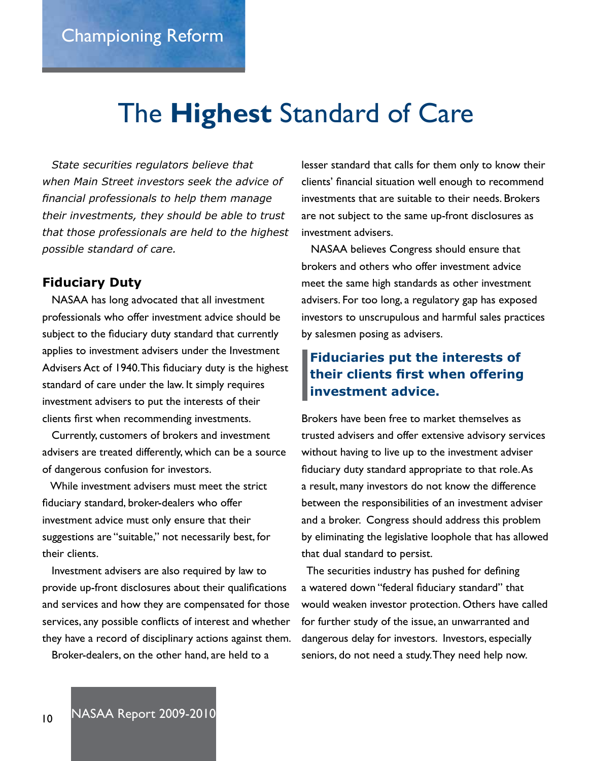# The **Highest** Standard of Care

*State securities regulators believe that when Main Street investors seek the advice of financial professionals to help them manage their investments, they should be able to trust that those professionals are held to the highest possible standard of care.*

## Fiduciary Duty

NASAA has long advocated that all investment professionals who offer investment advice should be subject to the fiduciary duty standard that currently applies to investment advisers under the Investment Advisers Act of 1940. This fiduciary duty is the highest standard of care under the law. It simply requires investment advisers to put the interests of their clients first when recommending investments.

Currently, customers of brokers and investment advisers are treated differently, which can be a source of dangerous confusion for investors.

While investment advisers must meet the strict fiduciary standard, broker-dealers who offer investment advice must only ensure that their suggestions are "suitable," not necessarily best, for their clients.

Investment advisers are also required by law to provide up-front disclosures about their qualifications and services and how they are compensated for those services, any possible conflicts of interest and whether they have a record of disciplinary actions against them.

Broker-dealers, on the other hand, are held to a lesser standard that calls for them only to know their clients' financial situation well enough to recommend investments that are suitable to their needs. Brokers are not subject to the same up-front disclosures as investment advisers.

NASAA believes Congress should ensure that brokers and others who offer investment advice meet the same high standards as other investment advisers. For too long, a regulatory gap has exposed investors to unscrupulous and harmful sales practices by salesmen posing as advisers.

> **Fiduciaries put the interests of their clients first when offering investment advice.**

Brokers have been free to market themselves as trusted advisers and offer extensive advisory services without having to live up to the investment adviser fiduciary duty standard appropriate to that role. As a result, many investors do not know the difference between the responsibilities of an investment adviser and a broker. Congress should address this problem by eliminating the legislative loophole that has allowed that dual standard to persist.

The securities industry has pushed for defining a watered down "federal fiduciary standard" that would weaken investor protection. Others have called for further study of the issue, an unwarranted and dangerous delay for investors. Investors, especially seniors, do not need a study. They need help now.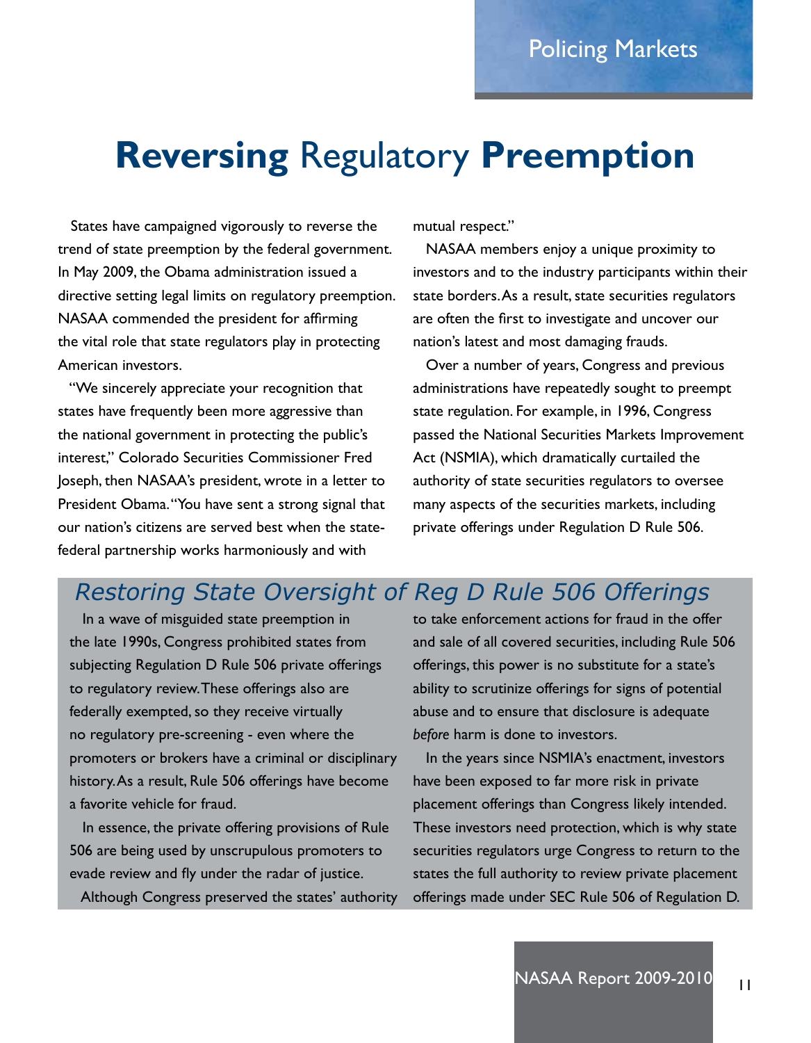# Reversing Regulatory Preemption

States have campaigned vigorously to reverse the trend of state preemption by the federal government. In May 2009, the Obama administration issued a directive setting legal limits on regulatory preemption. NASAA commended the president for affirming the vital role that state regulators play in protecting American investors.

"We sincerely appreciate your recognition that states have frequently been more aggressive than the national government in protecting the public's interest," Colorado Securities Commissioner Fred Joseph, then NASAA's president, wrote in a letter to President Obama. "You have sent a strong signal that our nation's citizens are served best when the state-federal partnership works harmoniously and with mutual respect."

NASAA members enjoy a unique proximity to investors and to the industry participants within their state borders. As a result, state securities regulators are often the first to investigate and uncover our nation's latest and most damaging frauds.

Over a number of years, Congress and previous administrations have repeatedly sought to preempt state regulation. For example, in 1996, Congress passed the National Securities Markets Improvement Act (NSMIA), which dramatically curtailed the authority of state securities regulators to oversee many aspects of the securities markets, including private offerings under Regulation D Rule 506.

## *Restoring State Oversight of Reg D Rule 506 Offerings*

In a wave of misguided state preemption in the late 1990s, Congress prohibited states from subjecting Regulation D Rule 506 private offerings to regulatory review. These offerings also are federally exempted, so they receive virtually no regulatory pre-screening - even where the promoters or brokers have a criminal or disciplinary history. As a result, Rule 506 offerings have become a favorite vehicle for fraud.

In essence, the private offering provisions of Rule 506 are being used by unscrupulous promoters to evade review and fly under the radar of justice.

Although Congress preserved the states' authority to take enforcement actions for fraud in the offer and sale of all covered securities, including Rule 506 offerings, this power is no substitute for a state's ability to scrutinize offerings for signs of potential abuse and to ensure that disclosure is adequate *before* harm is done to investors.

In the years since NSMIA's enactment, investors have been exposed to far more risk in private placement offerings than Congress likely intended. These investors need protection, which is why state securities regulators urge Congress to return to the states the full authority to review private placement offerings made under SEC Rule 506 of Regulation D.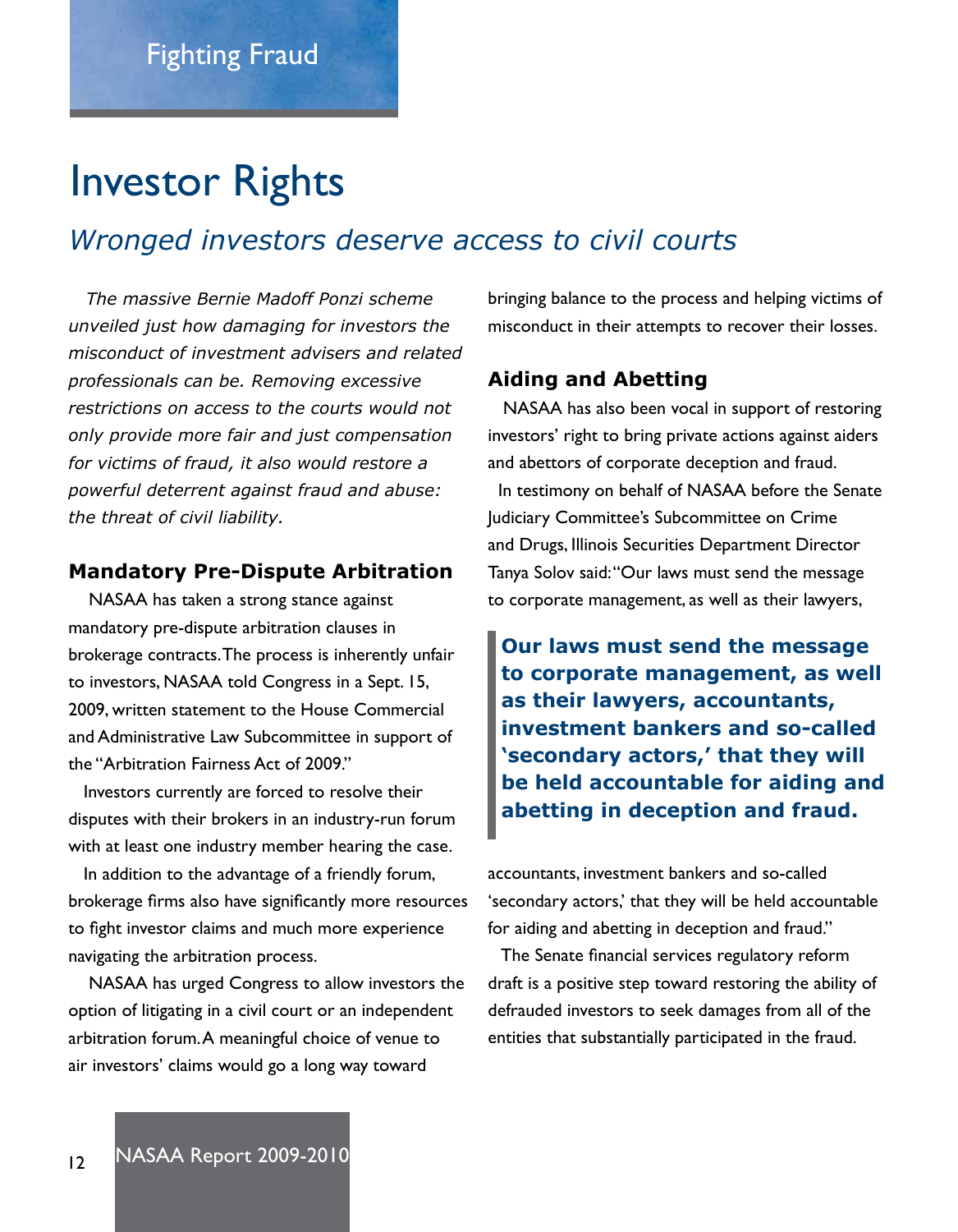# Investor Rights

## *Wronged investors deserve access to civil courts*

*The massive Bernie Madoff Ponzi scheme unveiled just how damaging for investors the misconduct of investment advisers and related professionals can be. Removing excessive restrictions on access to the courts would not only provide more fair and just compensation for victims of fraud, it also would restore a powerful deterrent against fraud and abuse: the threat of civil liability.*

### Mandatory Pre-Dispute Arbitration

NASAA has taken a strong stance against mandatory pre-dispute arbitration clauses in brokerage contracts. The process is inherently unfair to investors, NASAA told Congress in a Sept. 15, 2009, written statement to the House Commercial and Administrative Law Subcommittee in support of the "Arbitration Fairness Act of 2009."

Investors currently are forced to resolve their disputes with their brokers in an industry-run forum with at least one industry member hearing the case.

In addition to the advantage of a friendly forum, brokerage firms also have significantly more resources to fight investor claims and much more experience navigating the arbitration process.

NASAA has urged Congress to allow investors the option of litigating in a civil court or an independent arbitration forum. A meaningful choice of venue to air investors' claims would go a long way toward bringing balance to the process and helping victims of misconduct in their attempts to recover their losses.

### Aiding and Abetting

NASAA has also been vocal in support of restoring investors' right to bring private actions against aiders and abettors of corporate deception and fraud.

In testimony on behalf of NASAA before the Senate Judiciary Committee's Subcommittee on Crime and Drugs, Illinois Securities Department Director Tanya Solov said: "Our laws must send the message to corporate management, as well as their lawyers, accountants, investment bankers and so-called 'secondary actors,' that they will be held accountable for aiding and abetting in deception and fraud."

> **Our laws must send the message to corporate management, as well as their lawyers, accountants, investment bankers and so-called 'secondary actors,' that they will be held accountable for aiding and abetting in deception and fraud.**

The Senate financial services regulatory reform draft is a positive step toward restoring the ability of defrauded investors to seek damages from all of the entities that substantially participated in the fraud.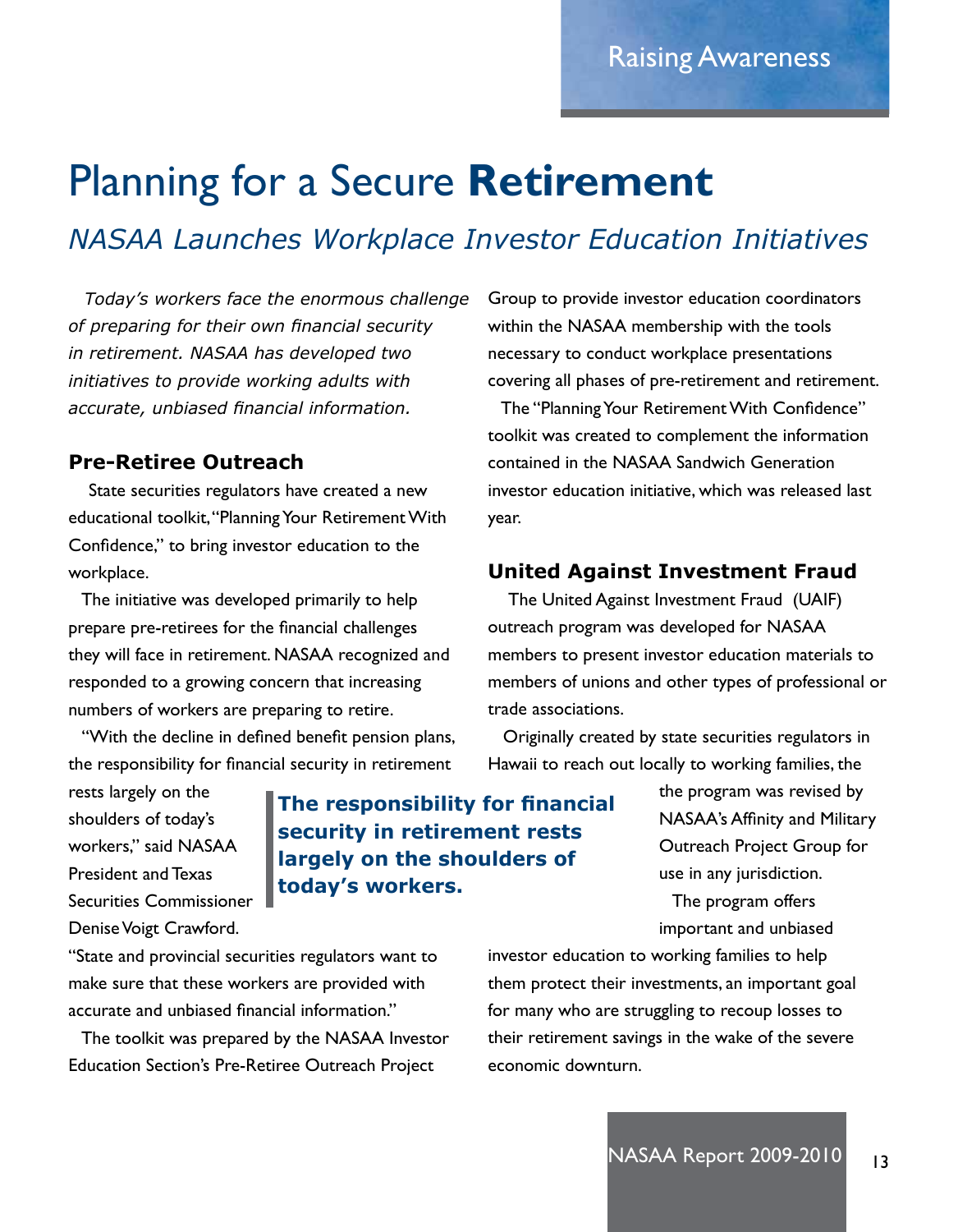# Planning for a Secure **Retirement**

## *NASAA Launches Workplace Investor Education Initiatives*

*Today's workers face the enormous challenge of preparing for their own financial security in retirement. NASAA has developed two initiatives to provide working adults with accurate, unbiased financial information.*

### Pre-Retiree Outreach

State securities regulators have created a new educational toolkit, "Planning Your Retirement With Confidence," to bring investor education to the workplace.

The initiative was developed primarily to help prepare pre-retirees for the financial challenges they will face in retirement. NASAA recognized and responded to a growing concern that increasing numbers of workers are preparing to retire.

"With the decline in defined benefit pension plans, the responsibility for financial security in retirement rests largely on the shoulders of today's workers," said NASAA President and Texas Securities Commissioner Denise Voigt Crawford. "State and provincial securities regulators want to make sure that these workers are provided with accurate and unbiased financial information."

> **The responsibility for financial security in retirement rests largely on the shoulders of today's workers.**

The toolkit was prepared by the NASAA Investor Education Section's Pre-Retiree Outreach Project Group to provide investor education coordinators within the NASAA membership with the tools necessary to conduct workplace presentations covering all phases of pre-retirement and retirement.

The "Planning Your Retirement With Confidence" toolkit was created to complement the information contained in the NASAA Sandwich Generation investor education initiative, which was released last year.

### United Against Investment Fraud

The United Against Investment Fraud (UAIF) outreach program was developed for NASAA members to present investor education materials to members of unions and other types of professional or trade associations.

Originally created by state securities regulators in Hawaii to reach out locally to working families, the the program was revised by NASAA's Affinity and Military Outreach Project Group for use in any jurisdiction.

The program offers important and unbiased investor education to working families to help them protect their investments, an important goal for many who are struggling to recoup losses to their retirement savings in the wake of the severe economic downturn.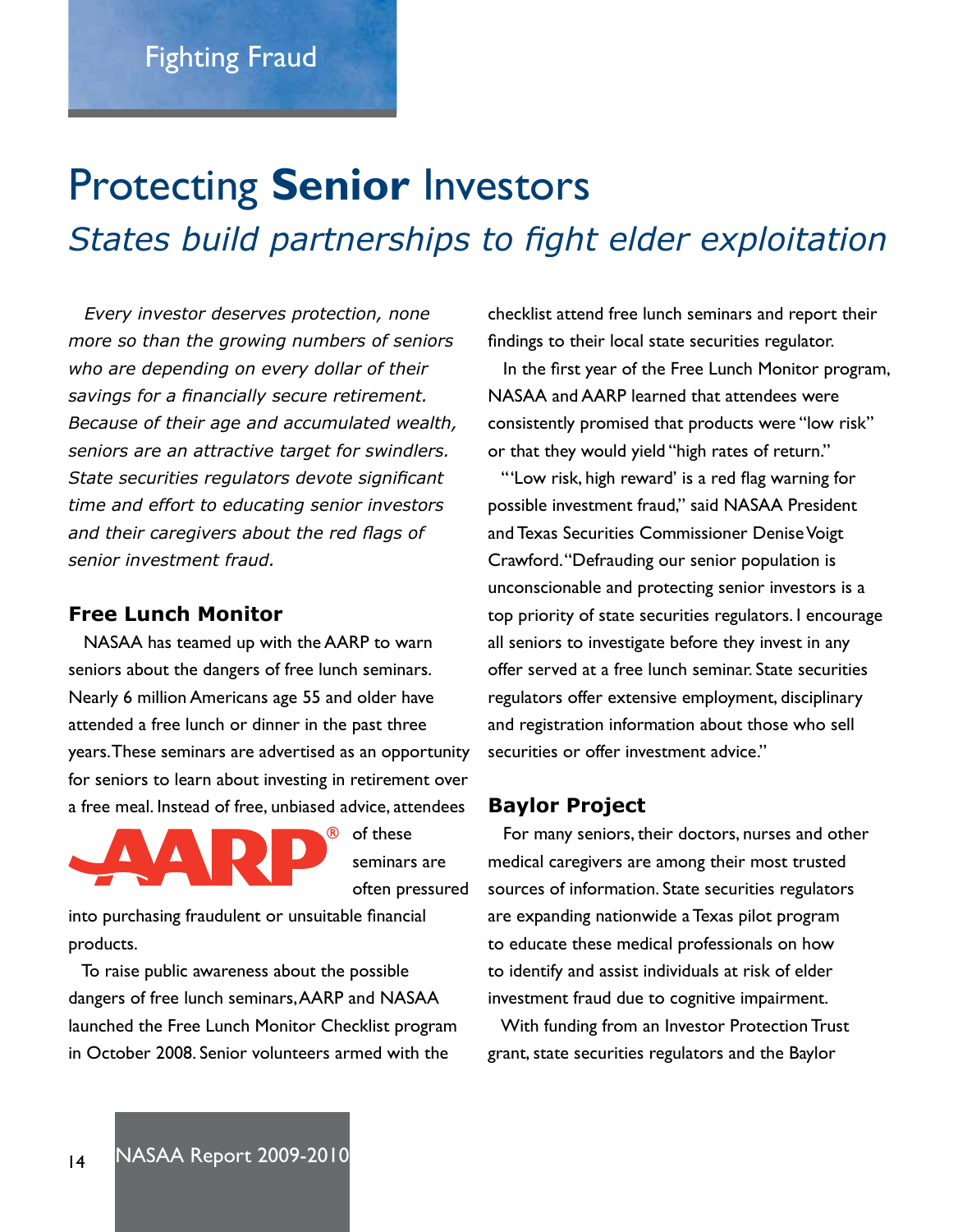Fighting Fraud

# Protecting **Senior** Investors

## *States build partnerships to fight elder exploitation*

*Every investor deserves protection, none more so than the growing numbers of seniors who are depending on every dollar of their savings for a financially secure retirement. Because of their age and accumulated wealth, seniors are an attractive target for swindlers. State securities regulators devote significant time and effort to educating senior investors and their caregivers about the red flags of senior investment fraud.*

### Free Lunch Monitor

NASAA has teamed up with the AARP to warn seniors about the dangers of free lunch seminars. Nearly 6 million Americans age 55 and older have attended a free lunch or dinner in the past three years. These seminars are advertised as an opportunity for seniors to learn about investing in retirement over a free meal. Instead of free, unbiased advice, attendees of these seminars are often pressured into purchasing fraudulent or unsuitable financial products.

To raise public awareness about the possible dangers of free lunch seminars, AARP and NASAA launched the Free Lunch Monitor Checklist program in October 2008. Senior volunteers armed with the checklist attend free lunch seminars and report their findings to their local state securities regulator.

In the first year of the Free Lunch Monitor program, NASAA and AARP learned that attendees were consistently promised that products were "low risk" or that they would yield "high rates of return."

"'Low risk, high reward' is a red flag warning for possible investment fraud," said NASAA President and Texas Securities Commissioner Denise Voigt Crawford. "Defrauding our senior population is unconscionable and protecting senior investors is a top priority of state securities regulators. I encourage all seniors to investigate before they invest in any offer served at a free lunch seminar. State securities regulators offer extensive employment, disciplinary and registration information about those who sell securities or offer investment advice."

### Baylor Project

For many seniors, their doctors, nurses and other medical caregivers are among their most trusted sources of information. State securities regulators are expanding nationwide a Texas pilot program to educate these medical professionals on how to identify and assist individuals at risk of elder investment fraud due to cognitive impairment.

With funding from an Investor Protection Trust grant, state securities regulators and the Baylor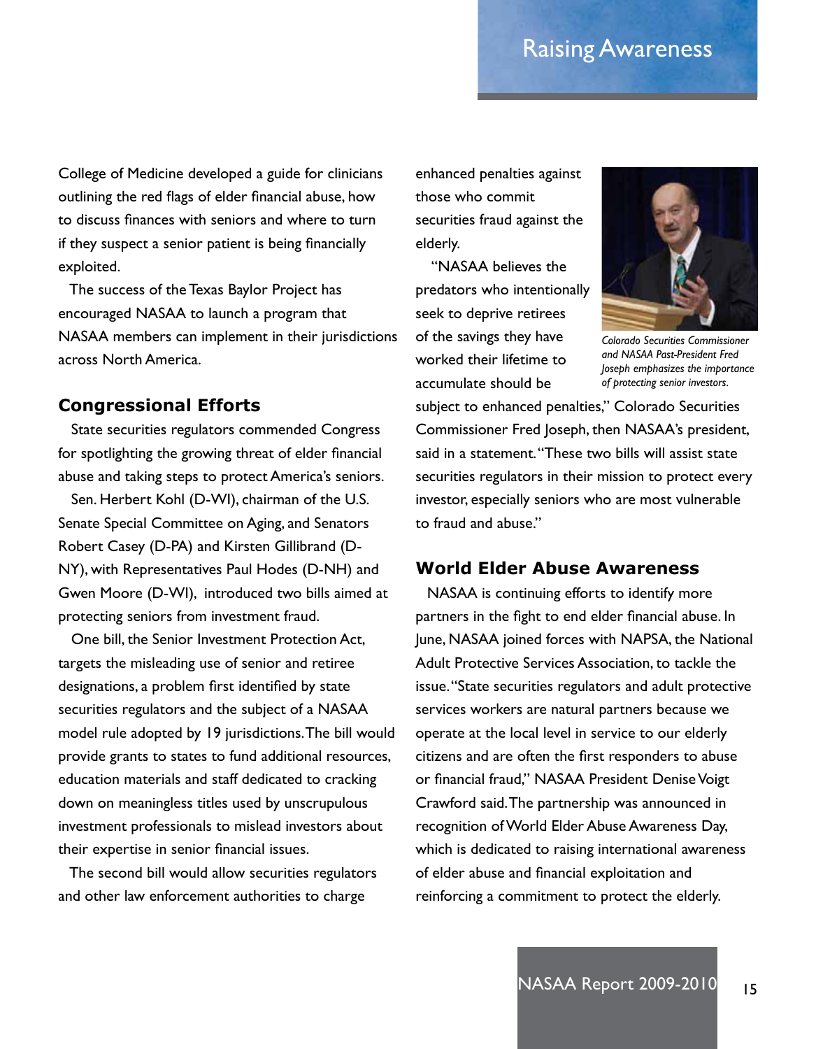College of Medicine developed a guide for clinicians outlining the red flags of elder financial abuse, how to discuss finances with seniors and where to turn if they suspect a senior patient is being financially exploited.

The success of the Texas Baylor Project has encouraged NASAA to launch a program that NASAA members can implement in their jurisdictions across North America.

## Congressional Efforts

State securities regulators commended Congress for spotlighting the growing threat of elder financial abuse and taking steps to protect America's seniors.

Sen. Herbert Kohl (D-WI), chairman of the U.S. Senate Special Committee on Aging, and Senators Robert Casey (D-PA) and Kirsten Gillibrand (D-NY), with Representatives Paul Hodes (D-NH) and Gwen Moore (D-WI), introduced two bills aimed at protecting seniors from investment fraud.

One bill, the Senior Investment Protection Act, targets the misleading use of senior and retiree designations, a problem first identified by state securities regulators and the subject of a NASAA model rule adopted by 19 jurisdictions. The bill would provide grants to states to fund additional resources, education materials and staff dedicated to cracking down on meaningless titles used by unscrupulous investment professionals to mislead investors about their expertise in senior financial issues.

The second bill would allow securities regulators and other law enforcement authorities to charge enhanced penalties against those who commit securities fraud against the elderly.

"NASAA believes the predators who intentionally seek to deprive retirees of the savings they have worked their lifetime to accumulate should be subject to enhanced penalties," Colorado Securities Commissioner Fred Joseph, then NASAA's president, said in a statement. "These two bills will assist state securities regulators in their mission to protect every investor, especially seniors who are most vulnerable to fraud and abuse."

*Colorado Securities Commissioner and NASAA Past-President Fred Joseph emphasizes the importance of protecting senior investors.*

## World Elder Abuse Awareness

NASAA is continuing efforts to identify more partners in the fight to end elder financial abuse. In June, NASAA joined forces with NAPSA, the National Adult Protective Services Association, to tackle the issue. "State securities regulators and adult protective services workers are natural partners because we operate at the local level in service to our elderly citizens and are often the first responders to abuse or financial fraud," NASAA President Denise Voigt Crawford said. The partnership was announced in recognition of World Elder Abuse Awareness Day, which is dedicated to raising international awareness of elder abuse and financial exploitation and reinforcing a commitment to protect the elderly.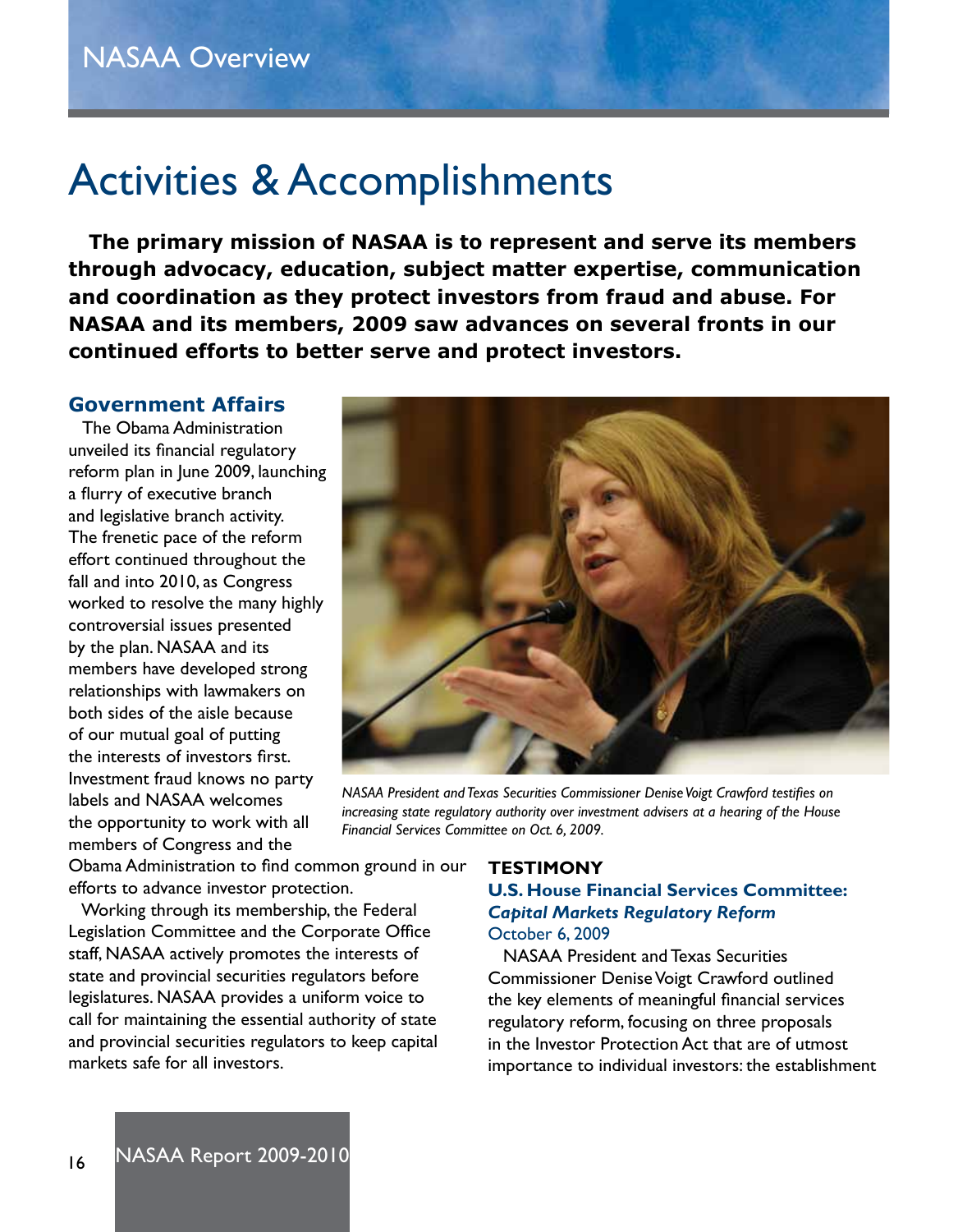# Activities & Accomplishments

**The primary mission of NASAA is to represent and serve its members through advocacy, education, subject matter expertise, communication and coordination as they protect investors from fraud and abuse. For NASAA and its members, 2009 saw advances on several fronts in our continued efforts to better serve and protect investors.**

## Government Affairs

The Obama Administration unveiled its financial regulatory reform plan in June 2009, launching a flurry of executive branch and legislative branch activity. The frenetic pace of the reform effort continued throughout the fall and into 2010, as Congress worked to resolve the many highly controversial issues presented by the plan. NASAA and its members have developed strong relationships with lawmakers on both sides of the aisle because of our mutual goal of putting the interests of investors first. Investment fraud knows no party labels and NASAA welcomes the opportunity to work with all members of Congress and the Obama Administration to find common ground in our efforts to advance investor protection.

Working through its membership, the Federal Legislation Committee and the Corporate Office staff, NASAA actively promotes the interests of state and provincial securities regulators before legislatures. NASAA provides a uniform voice to call for maintaining the essential authority of state and provincial securities regulators to keep capital markets safe for all investors.

*NASAA President and Texas Securities Commissioner Denise Voigt Crawford testifies on increasing state regulatory authority over investment advisers at a hearing of the House Financial Services Committee on Oct. 6, 2009.*

### TESTIMONY

**U.S. House Financial Services Committee:** ***Capital Markets Regulatory Reform***
October 6, 2009

NASAA President and Texas Securities Commissioner Denise Voigt Crawford outlined the key elements of meaningful financial services regulatory reform, focusing on three proposals in the Investor Protection Act that are of utmost importance to individual investors: the establishment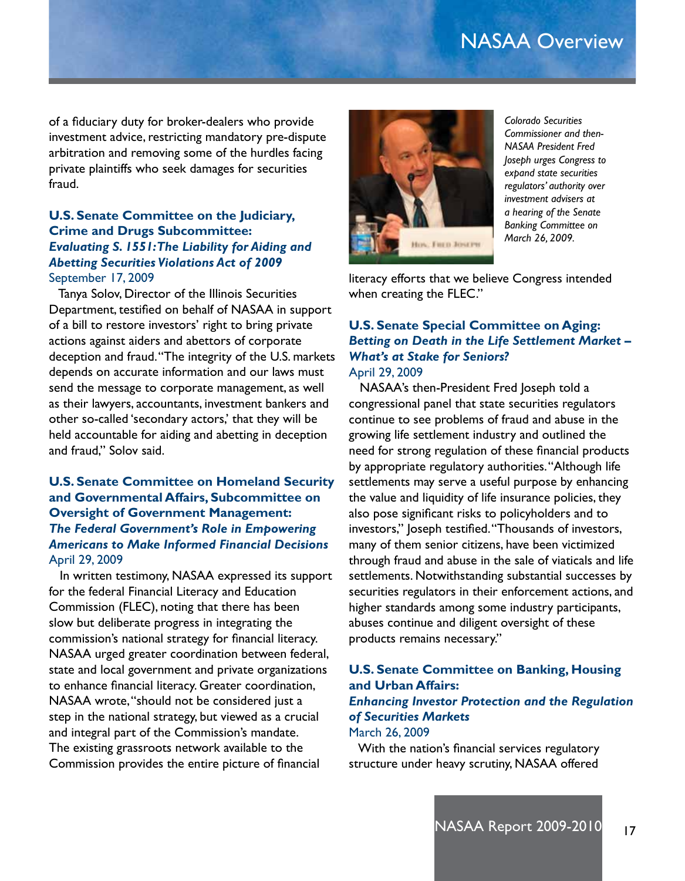of a fiduciary duty for broker-dealers who provide investment advice, restricting mandatory pre-dispute arbitration and removing some of the hurdles facing private plaintiffs who seek damages for securities fraud.

### U.S. Senate Committee on the Judiciary, Crime and Drugs Subcommittee:
### *Evaluating S. 1551: The Liability for Aiding and Abetting Securities Violations Act of 2009*
September 17, 2009

Tanya Solov, Director of the Illinois Securities Department, testified on behalf of NASAA in support of a bill to restore investors' right to bring private actions against aiders and abettors of corporate deception and fraud. "The integrity of the U.S. markets depends on accurate information and our laws must send the message to corporate management, as well as their lawyers, accountants, investment bankers and other so-called 'secondary actors,' that they will be held accountable for aiding and abetting in deception and fraud," Solov said.

### U.S. Senate Committee on Homeland Security and Governmental Affairs, Subcommittee on Oversight of Government Management:
### *The Federal Government's Role in Empowering Americans to Make Informed Financial Decisions*
April 29, 2009

In written testimony, NASAA expressed its support for the federal Financial Literacy and Education Commission (FLEC), noting that there has been slow but deliberate progress in integrating the commission's national strategy for financial literacy. NASAA urged greater coordination between federal, state and local government and private organizations to enhance financial literacy. Greater coordination, NASAA wrote, "should not be considered just a step in the national strategy, but viewed as a crucial and integral part of the Commission's mandate. The existing grassroots network available to the Commission provides the entire picture of financial literacy efforts that we believe Congress intended when creating the FLEC."

*Colorado Securities Commissioner and then-NASAA President Fred Joseph urges Congress to expand state securities regulators' authority over investment advisers at a hearing of the Senate Banking Committee on March 26, 2009.*

### U.S. Senate Special Committee on Aging:
### *Betting on Death in the Life Settlement Market – What's at Stake for Seniors?*
April 29, 2009

NASAA's then-President Fred Joseph told a congressional panel that state securities regulators continue to see problems of fraud and abuse in the growing life settlement industry and outlined the need for strong regulation of these financial products by appropriate regulatory authorities. "Although life settlements may serve a useful purpose by enhancing the value and liquidity of life insurance policies, they also pose significant risks to policyholders and to investors," Joseph testified. "Thousands of investors, many of them senior citizens, have been victimized through fraud and abuse in the sale of viaticals and life settlements. Notwithstanding substantial successes by securities regulators in their enforcement actions, and higher standards among some industry participants, abuses continue and diligent oversight of these products remains necessary."

### U.S. Senate Committee on Banking, Housing and Urban Affairs:
### *Enhancing Investor Protection and the Regulation of Securities Markets*
March 26, 2009

With the nation's financial services regulatory structure under heavy scrutiny, NASAA offered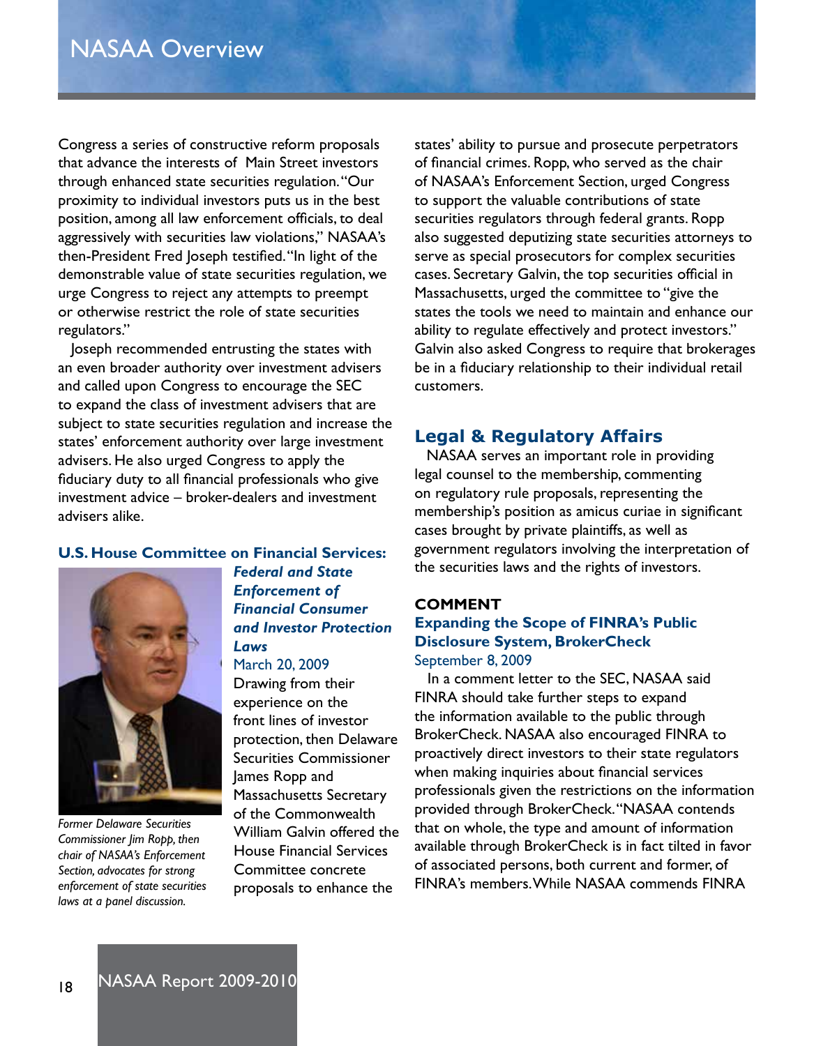Congress a series of constructive reform proposals that advance the interests of Main Street investors through enhanced state securities regulation. "Our proximity to individual investors puts us in the best position, among all law enforcement officials, to deal aggressively with securities law violations," NASAA's then-President Fred Joseph testified. "In light of the demonstrable value of state securities regulation, we urge Congress to reject any attempts to preempt or otherwise restrict the role of state securities regulators."

Joseph recommended entrusting the states with an even broader authority over investment advisers and called upon Congress to encourage the SEC to expand the class of investment advisers that are subject to state securities regulation and increase the states' enforcement authority over large investment advisers. He also urged Congress to apply the fiduciary duty to all financial professionals who give investment advice – broker-dealers and investment advisers alike.

### U.S. House Committee on Financial Services: *Federal and State Enforcement of Financial Consumer and Investor Protection Laws*

March 20, 2009

*Former Delaware Securities Commissioner Jim Ropp, then chair of NASAA's Enforcement Section, advocates for strong enforcement of state securities laws at a panel discussion.*

Drawing from their experience on the front lines of investor protection, then Delaware Securities Commissioner James Ropp and Massachusetts Secretary of the Commonwealth William Galvin offered the House Financial Services Committee concrete proposals to enhance the states' ability to pursue and prosecute perpetrators of financial crimes. Ropp, who served as the chair of NASAA's Enforcement Section, urged Congress to support the valuable contributions of state securities regulators through federal grants. Ropp also suggested deputizing state securities attorneys to serve as special prosecutors for complex securities cases. Secretary Galvin, the top securities official in Massachusetts, urged the committee to "give the states the tools we need to maintain and enhance our ability to regulate effectively and protect investors." Galvin also asked Congress to require that brokerages be in a fiduciary relationship to their individual retail customers.

## Legal & Regulatory Affairs

NASAA serves an important role in providing legal counsel to the membership, commenting on regulatory rule proposals, representing the membership's position as amicus curiae in significant cases brought by private plaintiffs, as well as government regulators involving the interpretation of the securities laws and the rights of investors.

#### COMMENT

### Expanding the Scope of FINRA's Public Disclosure System, BrokerCheck

September 8, 2009

In a comment letter to the SEC, NASAA said FINRA should take further steps to expand the information available to the public through BrokerCheck. NASAA also encouraged FINRA to proactively direct investors to their state regulators when making inquiries about financial services professionals given the restrictions on the information provided through BrokerCheck. "NASAA contends that on whole, the type and amount of information available through BrokerCheck is in fact tilted in favor of associated persons, both current and former, of FINRA's members. While NASAA commends FINRA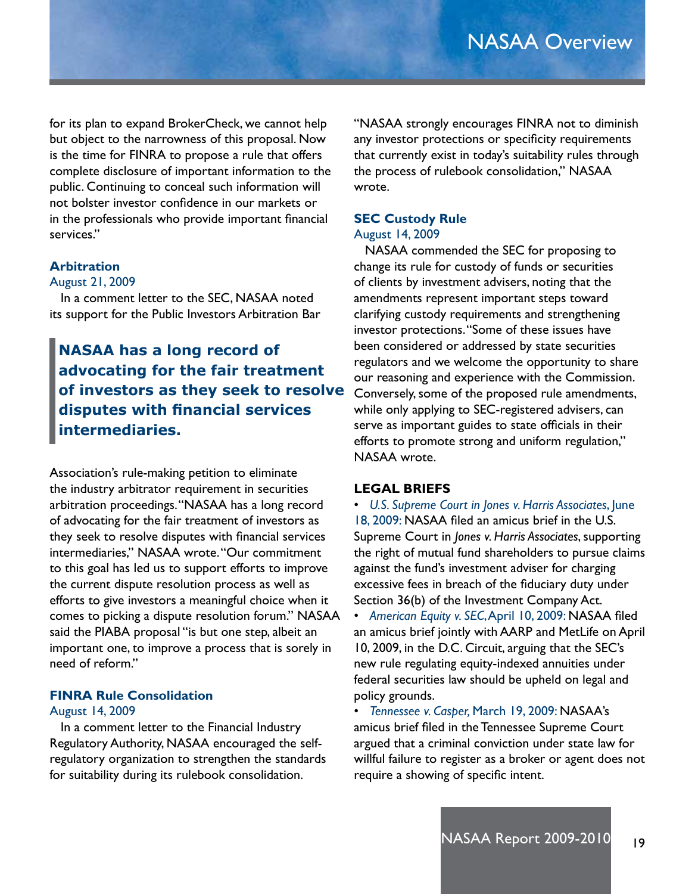for its plan to expand BrokerCheck, we cannot help but object to the narrowness of this proposal. Now is the time for FINRA to propose a rule that offers complete disclosure of important information to the public. Continuing to conceal such information will not bolster investor confidence in our markets or in the professionals who provide important financial services."

### Arbitration

August 21, 2009

In a comment letter to the SEC, NASAA noted its support for the Public Investors Arbitration Bar Association's rule-making petition to eliminate the industry arbitrator requirement in securities arbitration proceedings. "NASAA has a long record of advocating for the fair treatment of investors as they seek to resolve disputes with financial services intermediaries," NASAA wrote. "Our commitment to this goal has led us to support efforts to improve the current dispute resolution process as well as efforts to give investors a meaningful choice when it comes to picking a dispute resolution forum." NASAA said the PIABA proposal "is but one step, albeit an important one, to improve a process that is sorely in need of reform."

> **NASAA has a long record of advocating for the fair treatment of investors as they seek to resolve disputes with financial services intermediaries.**

### FINRA Rule Consolidation

August 14, 2009

In a comment letter to the Financial Industry Regulatory Authority, NASAA encouraged the self-regulatory organization to strengthen the standards for suitability during its rulebook consolidation. "NASAA strongly encourages FINRA not to diminish any investor protections or specificity requirements that currently exist in today's suitability rules through the process of rulebook consolidation," NASAA wrote.

### SEC Custody Rule

August 14, 2009

NASAA commended the SEC for proposing to change its rule for custody of funds or securities of clients by investment advisers, noting that the amendments represent important steps toward clarifying custody requirements and strengthening investor protections. "Some of these issues have been considered or addressed by state securities regulators and we welcome the opportunity to share our reasoning and experience with the Commission. Conversely, some of the proposed rule amendments, while only applying to SEC-registered advisers, can serve as important guides to state officials in their efforts to promote strong and uniform regulation," NASAA wrote.

## LEGAL BRIEFS

- *U.S. Supreme Court in Jones v. Harris Associates*, June 18, 2009: NASAA filed an amicus brief in the U.S. Supreme Court in *Jones v. Harris Associates*, supporting the right of mutual fund shareholders to pursue claims against the fund's investment adviser for charging excessive fees in breach of the fiduciary duty under Section 36(b) of the Investment Company Act.
- *American Equity v. SEC*, April 10, 2009: NASAA filed an amicus brief jointly with AARP and MetLife on April 10, 2009, in the D.C. Circuit, arguing that the SEC's new rule regulating equity-indexed annuities under federal securities law should be upheld on legal and policy grounds.
- *Tennessee v. Casper,* March 19, 2009: NASAA's amicus brief filed in the Tennessee Supreme Court argued that a criminal conviction under state law for willful failure to register as a broker or agent does not require a showing of specific intent.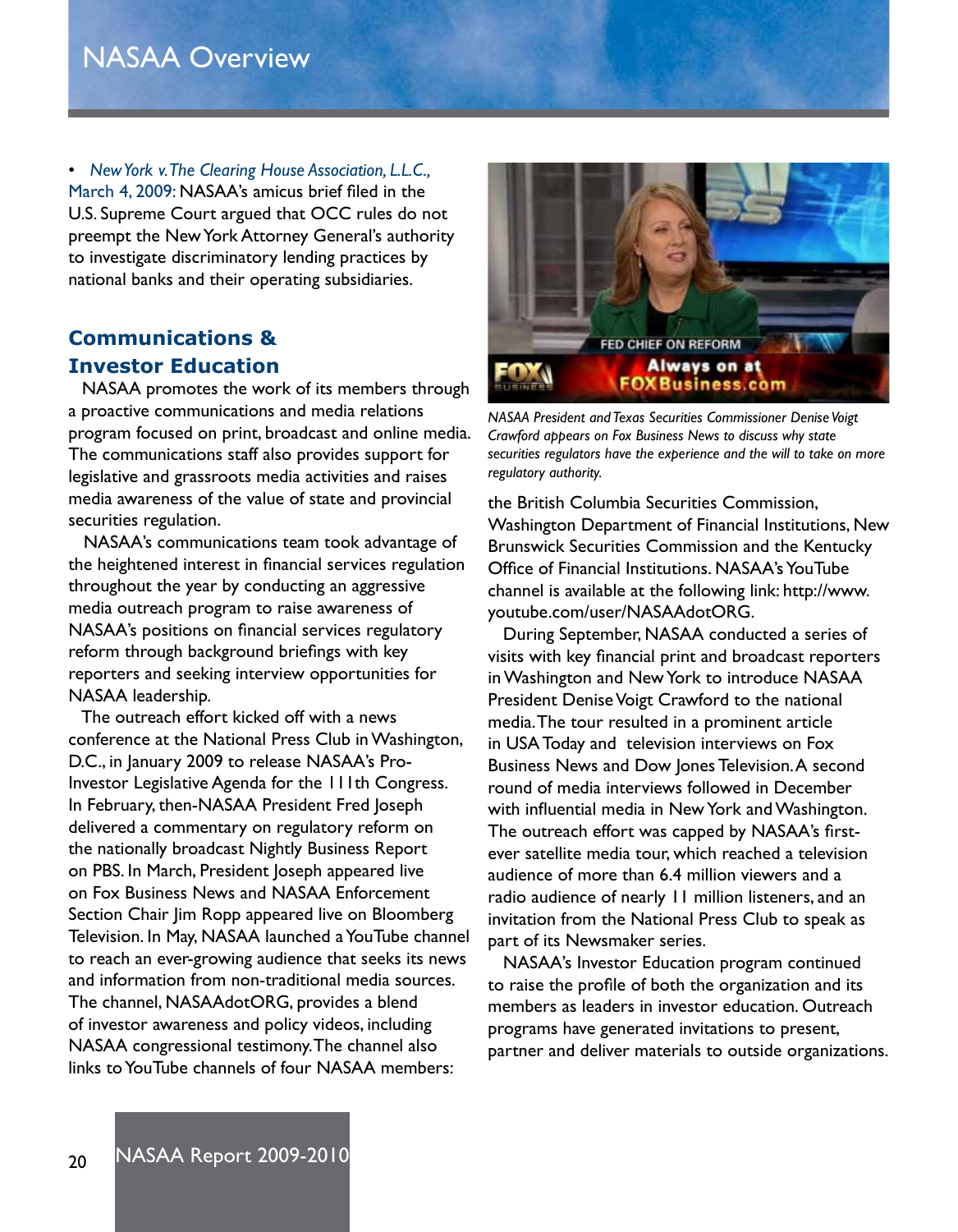- *New York v. The Clearing House Association, L.L.C.*, March 4, 2009: NASAA's amicus brief filed in the U.S. Supreme Court argued that OCC rules do not preempt the New York Attorney General's authority to investigate discriminatory lending practices by national banks and their operating subsidiaries.

## Communications & Investor Education

NASAA promotes the work of its members through a proactive communications and media relations program focused on print, broadcast and online media. The communications staff also provides support for legislative and grassroots media activities and raises media awareness of the value of state and provincial securities regulation.

NASAA's communications team took advantage of the heightened interest in financial services regulation throughout the year by conducting an aggressive media outreach program to raise awareness of NASAA's positions on financial services regulatory reform through background briefings with key reporters and seeking interview opportunities for NASAA leadership.

The outreach effort kicked off with a news conference at the National Press Club in Washington, D.C., in January 2009 to release NASAA's Pro-Investor Legislative Agenda for the 111th Congress. In February, then-NASAA President Fred Joseph delivered a commentary on regulatory reform on the nationally broadcast Nightly Business Report on PBS. In March, President Joseph appeared live on Fox Business News and NASAA Enforcement Section Chair Jim Ropp appeared live on Bloomberg Television. In May, NASAA launched a YouTube channel to reach an ever-growing audience that seeks its news and information from non-traditional media sources. The channel, NASAAdotORG, provides a blend of investor awareness and policy videos, including NASAA congressional testimony. The channel also links to YouTube channels of four NASAA members: the British Columbia Securities Commission, Washington Department of Financial Institutions, New Brunswick Securities Commission and the Kentucky Office of Financial Institutions. NASAA's YouTube channel is available at the following link: http://www.youtube.com/user/NASAAdotORG.

*NASAA President and Texas Securities Commissioner Denise Voigt Crawford appears on Fox Business News to discuss why state securities regulators have the experience and the will to take on more regulatory authority.*

During September, NASAA conducted a series of visits with key financial print and broadcast reporters in Washington and New York to introduce NASAA President Denise Voigt Crawford to the national media. The tour resulted in a prominent article in USA Today and television interviews on Fox Business News and Dow Jones Television. A second round of media interviews followed in December with influential media in New York and Washington. The outreach effort was capped by NASAA's first-ever satellite media tour, which reached a television audience of more than 6.4 million viewers and a radio audience of nearly 11 million listeners, and an invitation from the National Press Club to speak as part of its Newsmaker series.

NASAA's Investor Education program continued to raise the profile of both the organization and its members as leaders in investor education. Outreach programs have generated invitations to present, partner and deliver materials to outside organizations.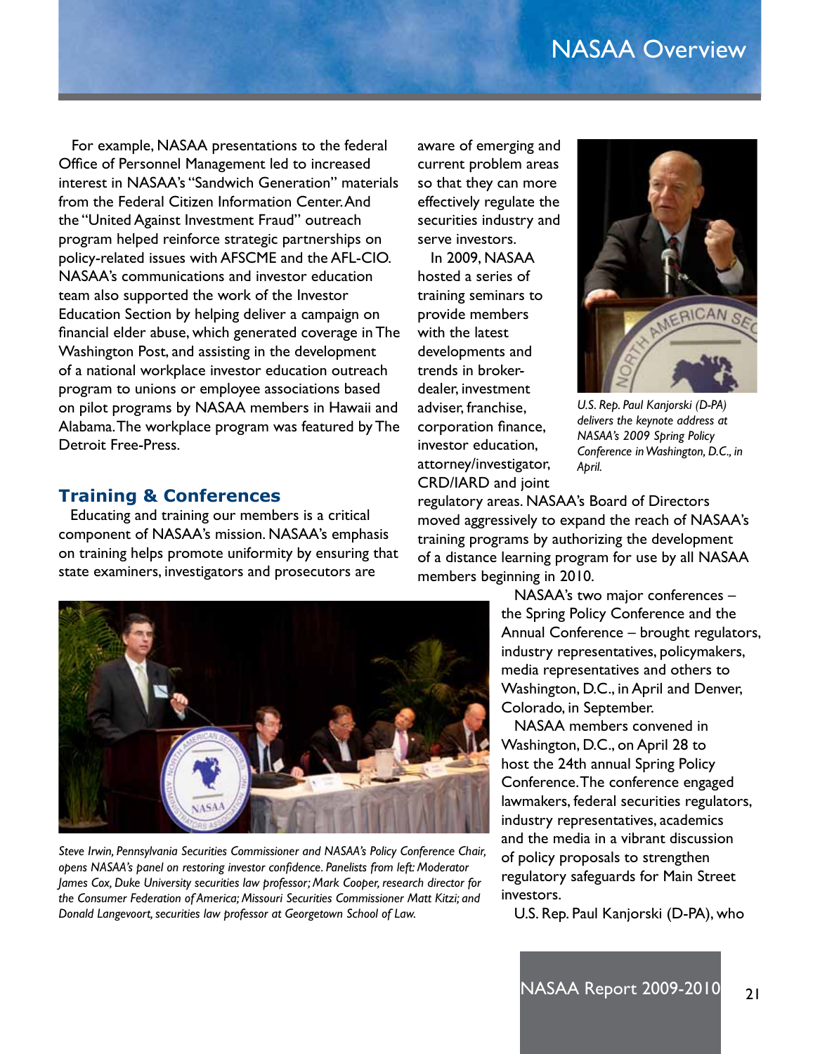For example, NASAA presentations to the federal Office of Personnel Management led to increased interest in NASAA's "Sandwich Generation" materials from the Federal Citizen Information Center. And the "United Against Investment Fraud" outreach program helped reinforce strategic partnerships on policy-related issues with AFSCME and the AFL-CIO. NASAA's communications and investor education team also supported the work of the Investor Education Section by helping deliver a campaign on financial elder abuse, which generated coverage in The Washington Post, and assisting in the development of a national workplace investor education outreach program to unions or employee associations based on pilot programs by NASAA members in Hawaii and Alabama. The workplace program was featured by The Detroit Free-Press.

## Training & Conferences

Educating and training our members is a critical component of NASAA's mission. NASAA's emphasis on training helps promote uniformity by ensuring that state examiners, investigators and prosecutors are aware of emerging and current problem areas so that they can more effectively regulate the securities industry and serve investors.

In 2009, NASAA hosted a series of training seminars to provide members with the latest developments and trends in broker-dealer, investment adviser, franchise, corporation finance, investor education, attorney/investigator, CRD/IARD and joint regulatory areas. NASAA's Board of Directors moved aggressively to expand the reach of NASAA's training programs by authorizing the development of a distance learning program for use by all NASAA members beginning in 2010.

*U.S. Rep. Paul Kanjorski (D-PA) delivers the keynote address at NASAA's 2009 Spring Policy Conference in Washington, D.C., in April.*

NASAA's two major conferences – the Spring Policy Conference and the Annual Conference – brought regulators, industry representatives, policymakers, media representatives and others to Washington, D.C., in April and Denver, Colorado, in September.

NASAA members convened in Washington, D.C., on April 28 to host the 24th annual Spring Policy Conference. The conference engaged lawmakers, federal securities regulators, industry representatives, academics and the media in a vibrant discussion of policy proposals to strengthen regulatory safeguards for Main Street investors.

*Steve Irwin, Pennsylvania Securities Commissioner and NASAA's Policy Conference Chair, opens NASAA's panel on restoring investor confidence. Panelists from left: Moderator James Cox, Duke University securities law professor; Mark Cooper, research director for the Consumer Federation of America; Missouri Securities Commissioner Matt Kitzi; and Donald Langevoort, securities law professor at Georgetown School of Law.*

U.S. Rep. Paul Kanjorski (D-PA), who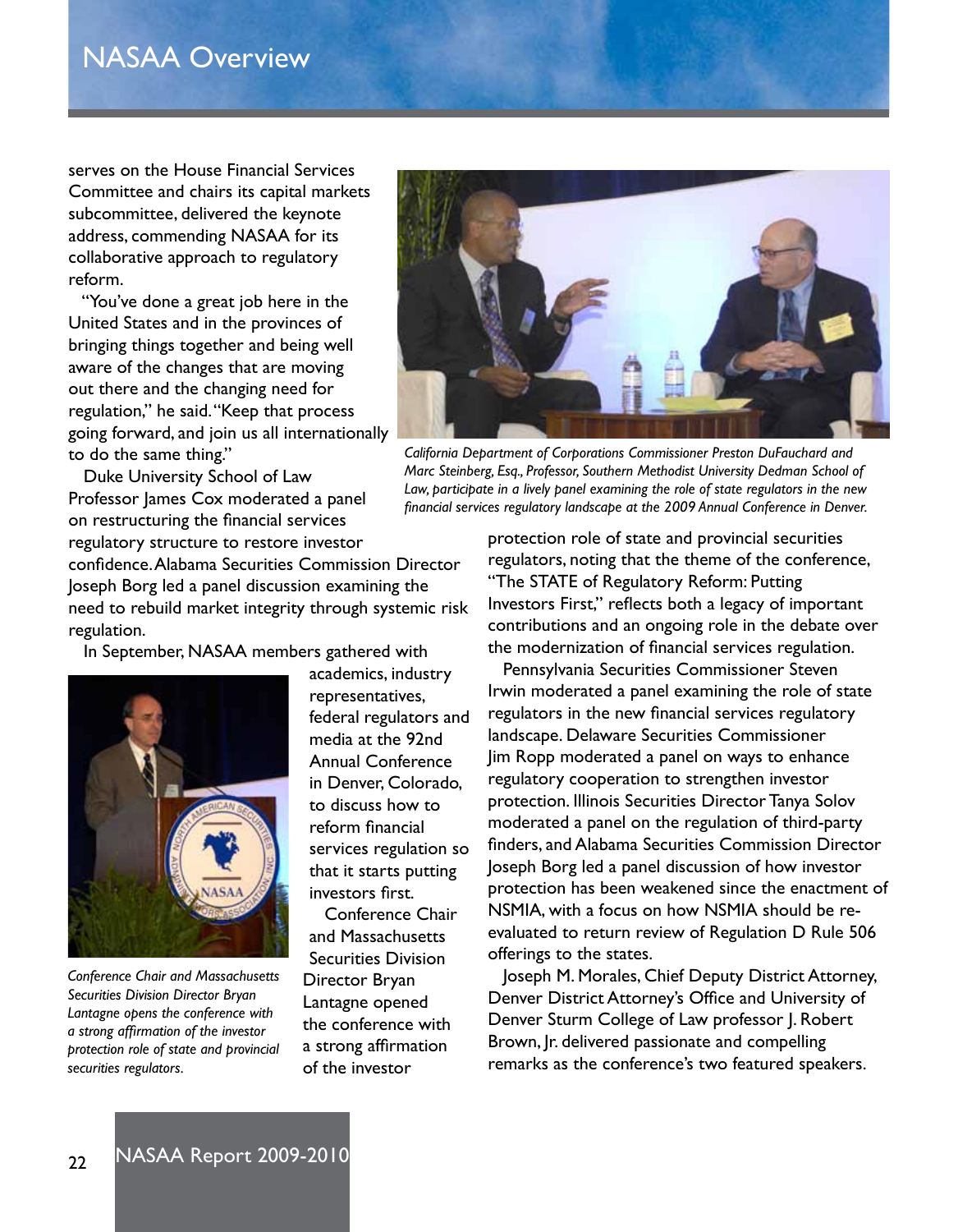serves on the House Financial Services Committee and chairs its capital markets subcommittee, delivered the keynote address, commending NASAA for its collaborative approach to regulatory reform.

"You've done a great job here in the United States and in the provinces of bringing things together and being well aware of the changes that are moving out there and the changing need for regulation," he said. "Keep that process going forward, and join us all internationally to do the same thing."

Duke University School of Law Professor James Cox moderated a panel on restructuring the financial services regulatory structure to restore investor confidence. Alabama Securities Commission Director Joseph Borg led a panel discussion examining the need to rebuild market integrity through systemic risk regulation.

In September, NASAA members gathered with academics, industry representatives, federal regulators and media at the 92nd Annual Conference in Denver, Colorado, to discuss how to reform financial services regulation so that it starts putting investors first.

*Conference Chair and Massachusetts Securities Division Director Bryan Lantagne opens the conference with a strong affirmation of the investor protection role of state and provincial securities regulators.*

Conference Chair and Massachusetts Securities Division Director Bryan Lantagne opened the conference with a strong affirmation of the investor protection role of state and provincial securities regulators, noting that the theme of the conference, "The STATE of Regulatory Reform: Putting Investors First," reflects both a legacy of important contributions and an ongoing role in the debate over the modernization of financial services regulation.

*California Department of Corporations Commissioner Preston DuFauchard and Marc Steinberg, Esq., Professor, Southern Methodist University Dedman School of Law, participate in a lively panel examining the role of state regulators in the new financial services regulatory landscape at the 2009 Annual Conference in Denver.*

Pennsylvania Securities Commissioner Steven Irwin moderated a panel examining the role of state regulators in the new financial services regulatory landscape. Delaware Securities Commissioner Jim Ropp moderated a panel on ways to enhance regulatory cooperation to strengthen investor protection. Illinois Securities Director Tanya Solov moderated a panel on the regulation of third-party finders, and Alabama Securities Commission Director Joseph Borg led a panel discussion of how investor protection has been weakened since the enactment of NSMIA, with a focus on how NSMIA should be re-evaluated to return review of Regulation D Rule 506 offerings to the states.

Joseph M. Morales, Chief Deputy District Attorney, Denver District Attorney's Office and University of Denver Sturm College of Law professor J. Robert Brown, Jr. delivered passionate and compelling remarks as the conference's two featured speakers.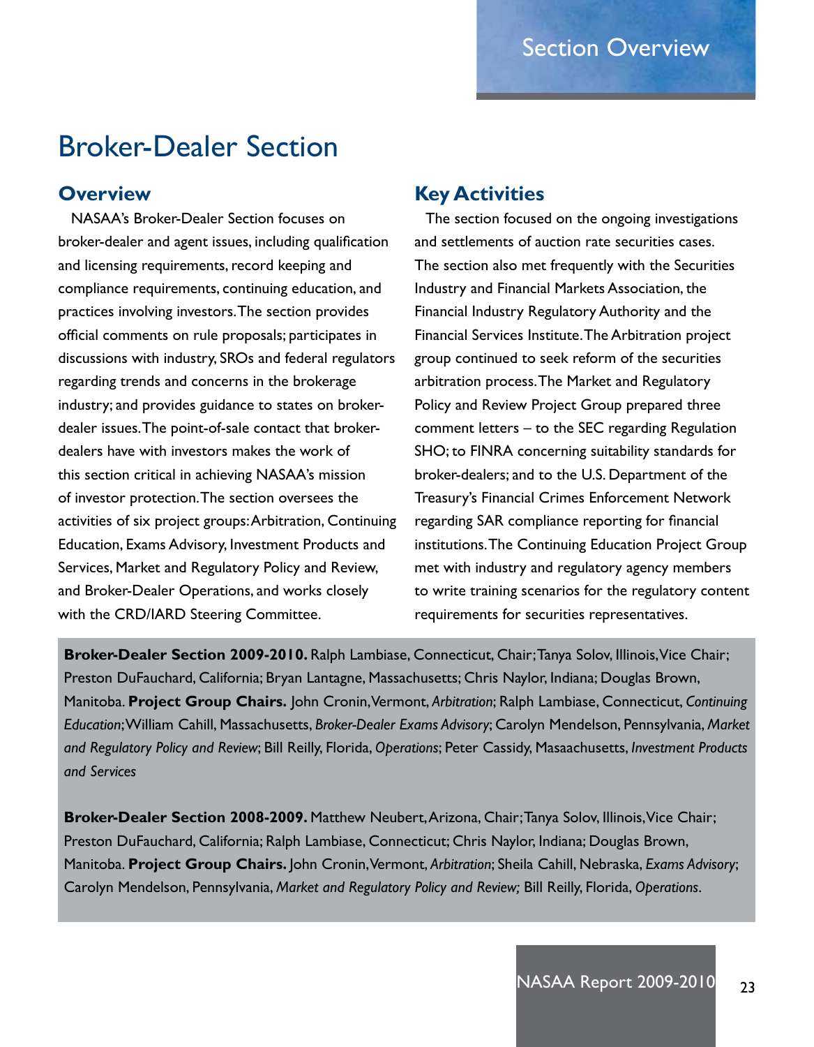# Broker-Dealer Section

## Overview

NASAA's Broker-Dealer Section focuses on broker-dealer and agent issues, including qualification and licensing requirements, record keeping and compliance requirements, continuing education, and practices involving investors. The section provides official comments on rule proposals; participates in discussions with industry, SROs and federal regulators regarding trends and concerns in the brokerage industry; and provides guidance to states on broker-dealer issues. The point-of-sale contact that broker-dealers have with investors makes the work of this section critical in achieving NASAA's mission of investor protection. The section oversees the activities of six project groups: Arbitration, Continuing Education, Exams Advisory, Investment Products and Services, Market and Regulatory Policy and Review, and Broker-Dealer Operations, and works closely with the CRD/IARD Steering Committee.

## Key Activities

The section focused on the ongoing investigations and settlements of auction rate securities cases. The section also met frequently with the Securities Industry and Financial Markets Association, the Financial Industry Regulatory Authority and the Financial Services Institute. The Arbitration project group continued to seek reform of the securities arbitration process. The Market and Regulatory Policy and Review Project Group prepared three comment letters – to the SEC regarding Regulation SHO; to FINRA concerning suitability standards for broker-dealers; and to the U.S. Department of the Treasury's Financial Crimes Enforcement Network regarding SAR compliance reporting for financial institutions. The Continuing Education Project Group met with industry and regulatory agency members to write training scenarios for the regulatory content requirements for securities representatives.

**Broker-Dealer Section 2009-2010.** Ralph Lambiase, Connecticut, Chair; Tanya Solov, Illinois, Vice Chair; Preston DuFauchard, California; Bryan Lantagne, Massachusetts; Chris Naylor, Indiana; Douglas Brown, Manitoba. **Project Group Chairs.** John Cronin, Vermont, *Arbitration*; Ralph Lambiase, Connecticut, *Continuing Education*; William Cahill, Massachusetts, *Broker-Dealer Exams Advisory*; Carolyn Mendelson, Pennsylvania, *Market and Regulatory Policy and Review*; Bill Reilly, Florida, *Operations*; Peter Cassidy, Masaachusetts, *Investment Products and Services*

**Broker-Dealer Section 2008-2009.** Matthew Neubert, Arizona, Chair; Tanya Solov, Illinois, Vice Chair; Preston DuFauchard, California; Ralph Lambiase, Connecticut; Chris Naylor, Indiana; Douglas Brown, Manitoba. **Project Group Chairs.** John Cronin, Vermont, *Arbitration*; Sheila Cahill, Nebraska, *Exams Advisory*; Carolyn Mendelson, Pennsylvania, *Market and Regulatory Policy and Review;* Bill Reilly, Florida, *Operations*.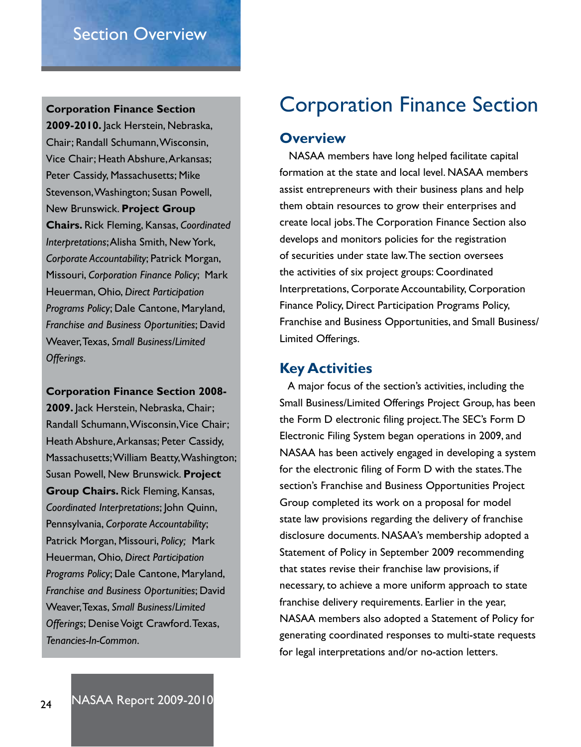## Section Overview

**Corporation Finance Section 2009-2010.** Jack Herstein, Nebraska, Chair; Randall Schumann, Wisconsin, Vice Chair; Heath Abshure, Arkansas; Peter Cassidy, Massachusetts; Mike Stevenson, Washington; Susan Powell, New Brunswick. **Project Group Chairs.** Rick Fleming, Kansas, *Coordinated Interpretations*; Alisha Smith, New York, *Corporate Accountability*; Patrick Morgan, Missouri, *Corporation Finance Policy*; Mark Heuerman, Ohio, *Direct Participation Programs Policy*; Dale Cantone, Maryland, *Franchise and Business Oportunities*; David Weaver, Texas, *Small Business/Limited Offerings*.

**Corporation Finance Section 2008-2009.** Jack Herstein, Nebraska, Chair; Randall Schumann, Wisconsin, Vice Chair; Heath Abshure, Arkansas; Peter Cassidy, Massachusetts; William Beatty, Washington; Susan Powell, New Brunswick. **Project Group Chairs.** Rick Fleming, Kansas, *Coordinated Interpretations*; John Quinn, Pennsylvania, *Corporate Accountability*; Patrick Morgan, Missouri, *Policy;* Mark Heuerman, Ohio, *Direct Participation Programs Policy*; Dale Cantone, Maryland, *Franchise and Business Oportunities*; David Weaver, Texas, *Small Business/Limited Offerings*; Denise Voigt Crawford. Texas, *Tenancies-In-Common*.

# Corporation Finance Section

## Overview

NASAA members have long helped facilitate capital formation at the state and local level. NASAA members assist entrepreneurs with their business plans and help them obtain resources to grow their enterprises and create local jobs. The Corporation Finance Section also develops and monitors policies for the registration of securities under state law. The section oversees the activities of six project groups: Coordinated Interpretations, Corporate Accountability, Corporation Finance Policy, Direct Participation Programs Policy, Franchise and Business Opportunities, and Small Business/Limited Offerings.

## Key Activities

A major focus of the section's activities, including the Small Business/Limited Offerings Project Group, has been the Form D electronic filing project. The SEC's Form D Electronic Filing System began operations in 2009, and NASAA has been actively engaged in developing a system for the electronic filing of Form D with the states. The section's Franchise and Business Opportunities Project Group completed its work on a proposal for model state law provisions regarding the delivery of franchise disclosure documents. NASAA's membership adopted a Statement of Policy in September 2009 recommending that states revise their franchise law provisions, if necessary, to achieve a more uniform approach to state franchise delivery requirements. Earlier in the year, NASAA members also adopted a Statement of Policy for generating coordinated responses to multi-state requests for legal interpretations and/or no-action letters.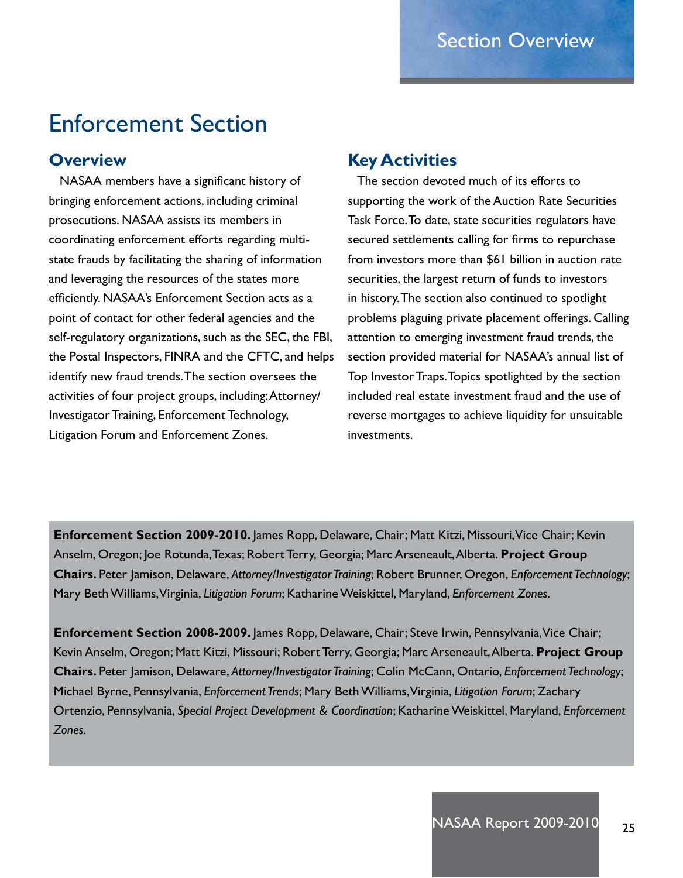# Enforcement Section

## Overview

NASAA members have a significant history of bringing enforcement actions, including criminal prosecutions. NASAA assists its members in coordinating enforcement efforts regarding multi-state frauds by facilitating the sharing of information and leveraging the resources of the states more efficiently. NASAA's Enforcement Section acts as a point of contact for other federal agencies and the self-regulatory organizations, such as the SEC, the FBI, the Postal Inspectors, FINRA and the CFTC, and helps identify new fraud trends. The section oversees the activities of four project groups, including: Attorney/Investigator Training, Enforcement Technology, Litigation Forum and Enforcement Zones.

## Key Activities

The section devoted much of its efforts to supporting the work of the Auction Rate Securities Task Force. To date, state securities regulators have secured settlements calling for firms to repurchase from investors more than $61 billion in auction rate securities, the largest return of funds to investors in history. The section also continued to spotlight problems plaguing private placement offerings. Calling attention to emerging investment fraud trends, the section provided material for NASAA's annual list of Top Investor Traps. Topics spotlighted by the section included real estate investment fraud and the use of reverse mortgages to achieve liquidity for unsuitable investments.

**Enforcement Section 2009-2010.** James Ropp, Delaware, Chair; Matt Kitzi, Missouri, Vice Chair; Kevin Anselm, Oregon; Joe Rotunda, Texas; Robert Terry, Georgia; Marc Arseneault, Alberta. **Project Group Chairs.** Peter Jamison, Delaware, *Attorney/Investigator Training*; Robert Brunner, Oregon, *Enforcement Technology*; Mary Beth Williams, Virginia, *Litigation Forum*; Katharine Weiskittel, Maryland, *Enforcement Zones*.

**Enforcement Section 2008-2009.** James Ropp, Delaware, Chair; Steve Irwin, Pennsylvania, Vice Chair; Kevin Anselm, Oregon; Matt Kitzi, Missouri; Robert Terry, Georgia; Marc Arseneault, Alberta. **Project Group Chairs.** Peter Jamison, Delaware, *Attorney/Investigator Training*; Colin McCann, Ontario, *Enforcement Technology*; Michael Byrne, Pennsylvania, *Enforcement Trends*; Mary Beth Williams, Virginia, *Litigation Forum*; Zachary Ortenzio, Pennsylvania, *Special Project Development & Coordination*; Katharine Weiskittel, Maryland, *Enforcement Zones*.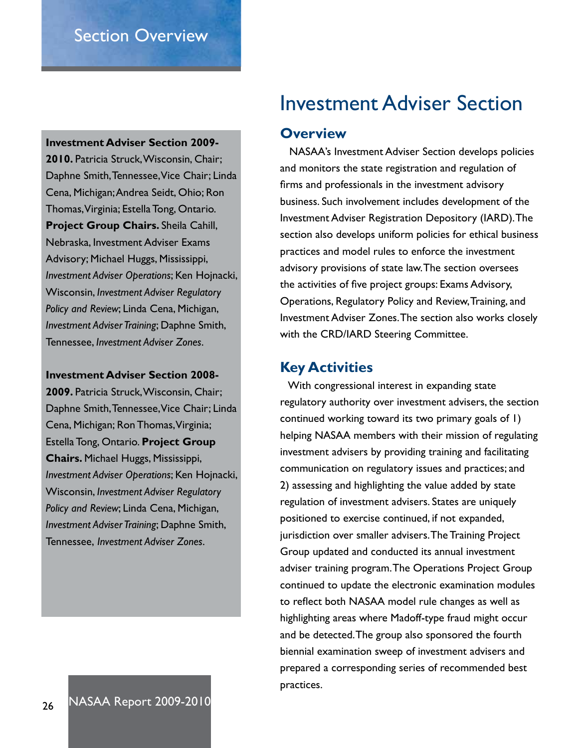Section Overview

# Investment Adviser Section

## Overview

NASAA's Investment Adviser Section develops policies and monitors the state registration and regulation of firms and professionals in the investment advisory business. Such involvement includes development of the Investment Adviser Registration Depository (IARD). The section also develops uniform policies for ethical business practices and model rules to enforce the investment advisory provisions of state law. The section oversees the activities of five project groups: Exams Advisory, Operations, Regulatory Policy and Review, Training, and Investment Adviser Zones. The section also works closely with the CRD/IARD Steering Committee.

## Key Activities

With congressional interest in expanding state regulatory authority over investment advisers, the section continued working toward its two primary goals of 1) helping NASAA members with their mission of regulating investment advisers by providing training and facilitating communication on regulatory issues and practices; and 2) assessing and highlighting the value added by state regulation of investment advisers. States are uniquely positioned to exercise continued, if not expanded, jurisdiction over smaller advisers. The Training Project Group updated and conducted its annual investment adviser training program. The Operations Project Group continued to update the electronic examination modules to reflect both NASAA model rule changes as well as highlighting areas where Madoff-type fraud might occur and be detected. The group also sponsored the fourth biennial examination sweep of investment advisers and prepared a corresponding series of recommended best practices.

**Investment Adviser Section 2009-2010.** Patricia Struck, Wisconsin, Chair; Daphne Smith, Tennessee, Vice Chair; Linda Cena, Michigan; Andrea Seidt, Ohio; Ron Thomas, Virginia; Estella Tong, Ontario. **Project Group Chairs.** Sheila Cahill, Nebraska, Investment Adviser Exams Advisory; Michael Huggs, Mississippi, *Investment Adviser Operations*; Ken Hojnacki, Wisconsin, *Investment Adviser Regulatory Policy and Review*; Linda Cena, Michigan, *Investment Adviser Training*; Daphne Smith, Tennessee, *Investment Adviser Zones*.

**Investment Adviser Section 2008-2009.** Patricia Struck, Wisconsin, Chair; Daphne Smith, Tennessee, Vice Chair; Linda Cena, Michigan; Ron Thomas, Virginia; Estella Tong, Ontario. **Project Group Chairs.** Michael Huggs, Mississippi, *Investment Adviser Operations*; Ken Hojnacki, Wisconsin, *Investment Adviser Regulatory Policy and Review*; Linda Cena, Michigan, *Investment Adviser Training*; Daphne Smith, Tennessee, *Investment Adviser Zones*.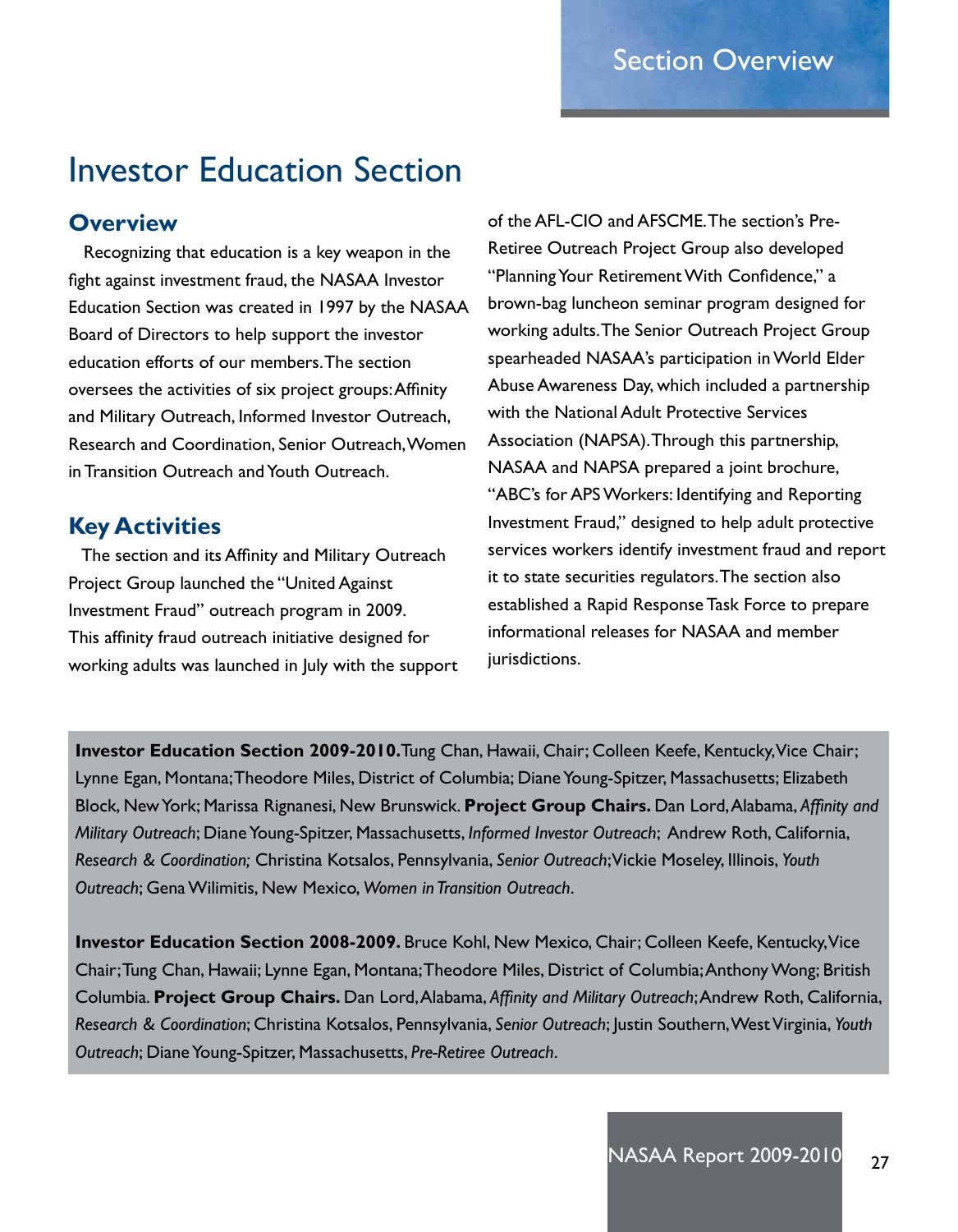# Investor Education Section

## Overview

Recognizing that education is a key weapon in the fight against investment fraud, the NASAA Investor Education Section was created in 1997 by the NASAA Board of Directors to help support the investor education efforts of our members. The section oversees the activities of six project groups: Affinity and Military Outreach, Informed Investor Outreach, Research and Coordination, Senior Outreach, Women in Transition Outreach and Youth Outreach.

## Key Activities

The section and its Affinity and Military Outreach Project Group launched the "United Against Investment Fraud" outreach program in 2009. This affinity fraud outreach initiative designed for working adults was launched in July with the support of the AFL-CIO and AFSCME. The section's Pre-Retiree Outreach Project Group also developed "Planning Your Retirement With Confidence," a brown-bag luncheon seminar program designed for working adults. The Senior Outreach Project Group spearheaded NASAA's participation in World Elder Abuse Awareness Day, which included a partnership with the National Adult Protective Services Association (NAPSA). Through this partnership, NASAA and NAPSA prepared a joint brochure, "ABC's for APS Workers: Identifying and Reporting Investment Fraud," designed to help adult protective services workers identify investment fraud and report it to state securities regulators. The section also established a Rapid Response Task Force to prepare informational releases for NASAA and member jurisdictions.

**Investor Education Section 2009-2010.** Tung Chan, Hawaii, Chair; Colleen Keefe, Kentucky, Vice Chair; Lynne Egan, Montana; Theodore Miles, District of Columbia; Diane Young-Spitzer, Massachusetts; Elizabeth Block, New York; Marissa Rignanesi, New Brunswick. **Project Group Chairs.** Dan Lord, Alabama, *Affinity and Military Outreach*; Diane Young-Spitzer, Massachusetts, *Informed Investor Outreach*; Andrew Roth, California, *Research & Coordination;* Christina Kotsalos, Pennsylvania, *Senior Outreach*; Vickie Moseley, Illinois, *Youth Outreach*; Gena Wilimitis, New Mexico, *Women in Transition Outreach*.

**Investor Education Section 2008-2009.** Bruce Kohl, New Mexico, Chair; Colleen Keefe, Kentucky, Vice Chair; Tung Chan, Hawaii; Lynne Egan, Montana; Theodore Miles, District of Columbia; Anthony Wong; British Columbia. **Project Group Chairs.** Dan Lord, Alabama, *Affinity and Military Outreach*; Andrew Roth, California, *Research & Coordination*; Christina Kotsalos, Pennsylvania, *Senior Outreach*; Justin Southern, West Virginia, *Youth Outreach*; Diane Young-Spitzer, Massachusetts, *Pre-Retiree Outreach*.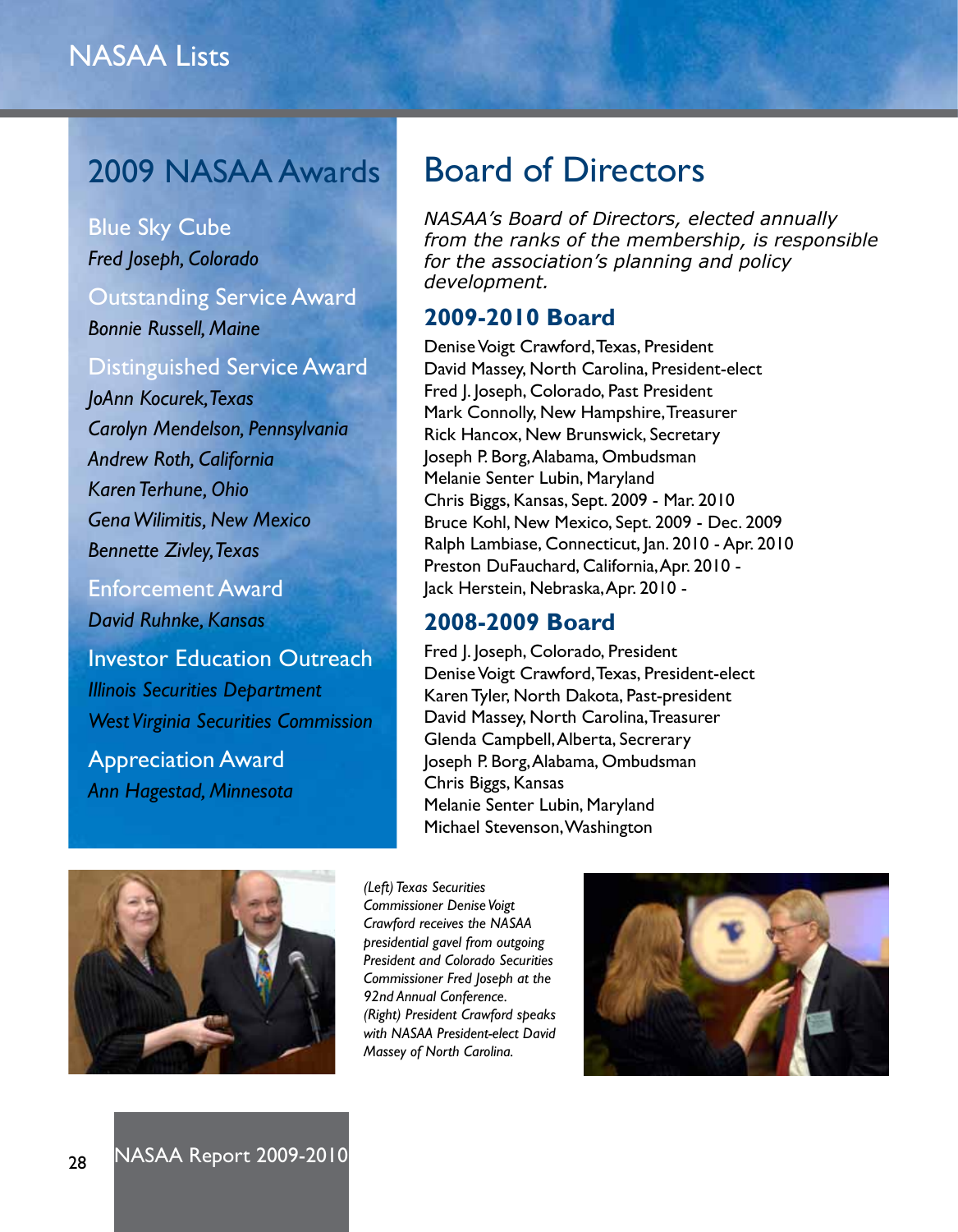# NASAA Lists

## 2009 NASAA Awards

### Blue Sky Cube

*Fred Joseph, Colorado*

### Outstanding Service Award

*Bonnie Russell, Maine*

### Distinguished Service Award

*JoAnn Kocurek, Texas*
*Carolyn Mendelson, Pennsylvania*
*Andrew Roth, California*
*Karen Terhune, Ohio*
*Gena Wilimitis, New Mexico*
*Bennette Zivley, Texas*

### Enforcement Award

*David Ruhnke, Kansas*

### Investor Education Outreach

*Illinois Securities Department*
*West Virginia Securities Commission*

### Appreciation Award

*Ann Hagestad, Minnesota*

## Board of Directors

*NASAA's Board of Directors, elected annually from the ranks of the membership, is responsible for the association's planning and policy development.*

### 2009-2010 Board

Denise Voigt Crawford, Texas, President
David Massey, North Carolina, President-elect
Fred J. Joseph, Colorado, Past President
Mark Connolly, New Hampshire, Treasurer
Rick Hancox, New Brunswick, Secretary
Joseph P. Borg, Alabama, Ombudsman
Melanie Senter Lubin, Maryland
Chris Biggs, Kansas, Sept. 2009 - Mar. 2010
Bruce Kohl, New Mexico, Sept. 2009 - Dec. 2009
Ralph Lambiase, Connecticut, Jan. 2010 - Apr. 2010
Preston DuFauchard, California, Apr. 2010 -
Jack Herstein, Nebraska, Apr. 2010 -

### 2008-2009 Board

Fred J. Joseph, Colorado, President
Denise Voigt Crawford, Texas, President-elect
Karen Tyler, North Dakota, Past-president
David Massey, North Carolina, Treasurer
Glenda Campbell, Alberta, Secrerary
Joseph P. Borg, Alabama, Ombudsman
Chris Biggs, Kansas
Melanie Senter Lubin, Maryland
Michael Stevenson, Washington

*(Left) Texas Securities Commissioner Denise Voigt Crawford receives the NASAA presidential gavel from outgoing President and Colorado Securities Commissioner Fred Joseph at the 92nd Annual Conference. (Right) President Crawford speaks with NASAA President-elect David Massey of North Carolina.*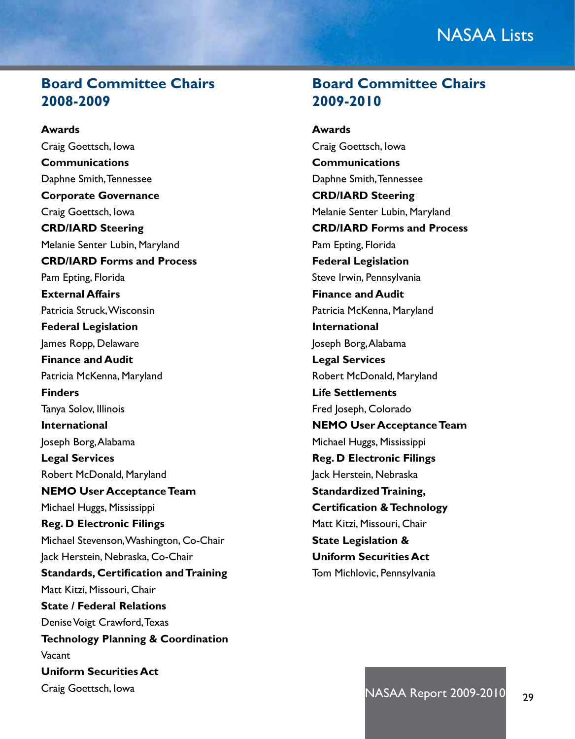## Board Committee Chairs 2008-2009

**Awards**
Craig Goettsch, Iowa
**Communications**
Daphne Smith, Tennessee
**Corporate Governance**
Craig Goettsch, Iowa
**CRD/IARD Steering**
Melanie Senter Lubin, Maryland
**CRD/IARD Forms and Process**
Pam Epting, Florida
**External Affairs**
Patricia Struck, Wisconsin
**Federal Legislation**
James Ropp, Delaware
**Finance and Audit**
Patricia McKenna, Maryland
**Finders**
Tanya Solov, Illinois
**International**
Joseph Borg, Alabama
**Legal Services**
Robert McDonald, Maryland
**NEMO User Acceptance Team**
Michael Huggs, Mississippi
**Reg. D Electronic Filings**
Michael Stevenson, Washington, Co-Chair
Jack Herstein, Nebraska, Co-Chair
**Standards, Certification and Training**
Matt Kitzi, Missouri, Chair
**State / Federal Relations**
Denise Voigt Crawford, Texas
**Technology Planning & Coordination**
Vacant
**Uniform Securities Act**
Craig Goettsch, Iowa

## Board Committee Chairs 2009-2010

**Awards**
Craig Goettsch, Iowa
**Communications**
Daphne Smith, Tennessee
**CRD/IARD Steering**
Melanie Senter Lubin, Maryland
**CRD/IARD Forms and Process**
Pam Epting, Florida
**Federal Legislation**
Steve Irwin, Pennsylvania
**Finance and Audit**
Patricia McKenna, Maryland
**International**
Joseph Borg, Alabama
**Legal Services**
Robert McDonald, Maryland
**Life Settlements**
Fred Joseph, Colorado
**NEMO User Acceptance Team**
Michael Huggs, Mississippi
**Reg. D Electronic Filings**
Jack Herstein, Nebraska
**Standardized Training, Certification & Technology**
Matt Kitzi, Missouri, Chair
**State Legislation & Uniform Securities Act**
Tom Michlovic, Pennsylvania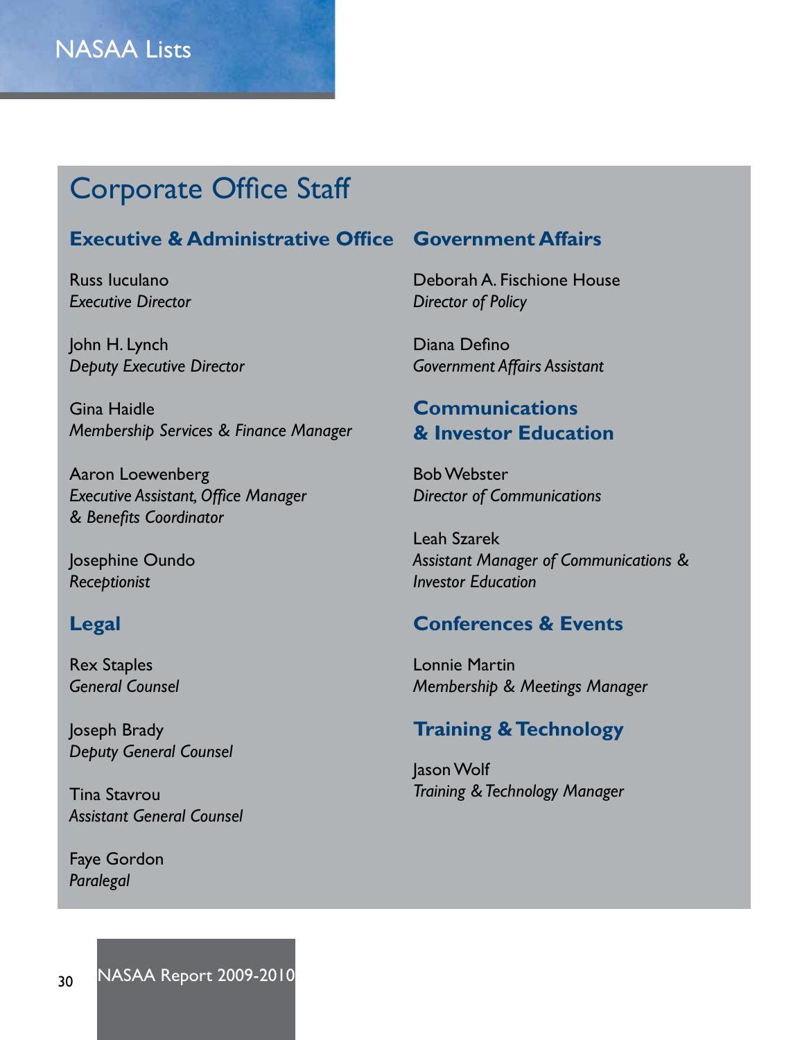# Corporate Office Staff

## Executive & Administrative Office

Russ Iuculano
*Executive Director*

John H. Lynch
*Deputy Executive Director*

Gina Haidle
*Membership Services & Finance Manager*

Aaron Loewenberg
*Executive Assistant, Office Manager & Benefits Coordinator*

Josephine Oundo
*Receptionist*

## Legal

Rex Staples
*General Counsel*

Joseph Brady
*Deputy General Counsel*

Tina Stavrou
*Assistant General Counsel*

Faye Gordon
*Paralegal*

## Government Affairs

Deborah A. Fischione House
*Director of Policy*

Diana Defino
*Government Affairs Assistant*

## Communications & Investor Education

Bob Webster
*Director of Communications*

Leah Szarek
*Assistant Manager of Communications & Investor Education*

## Conferences & Events

Lonnie Martin
*Membership & Meetings Manager*

## Training & Technology

Jason Wolf
*Training & Technology Manager*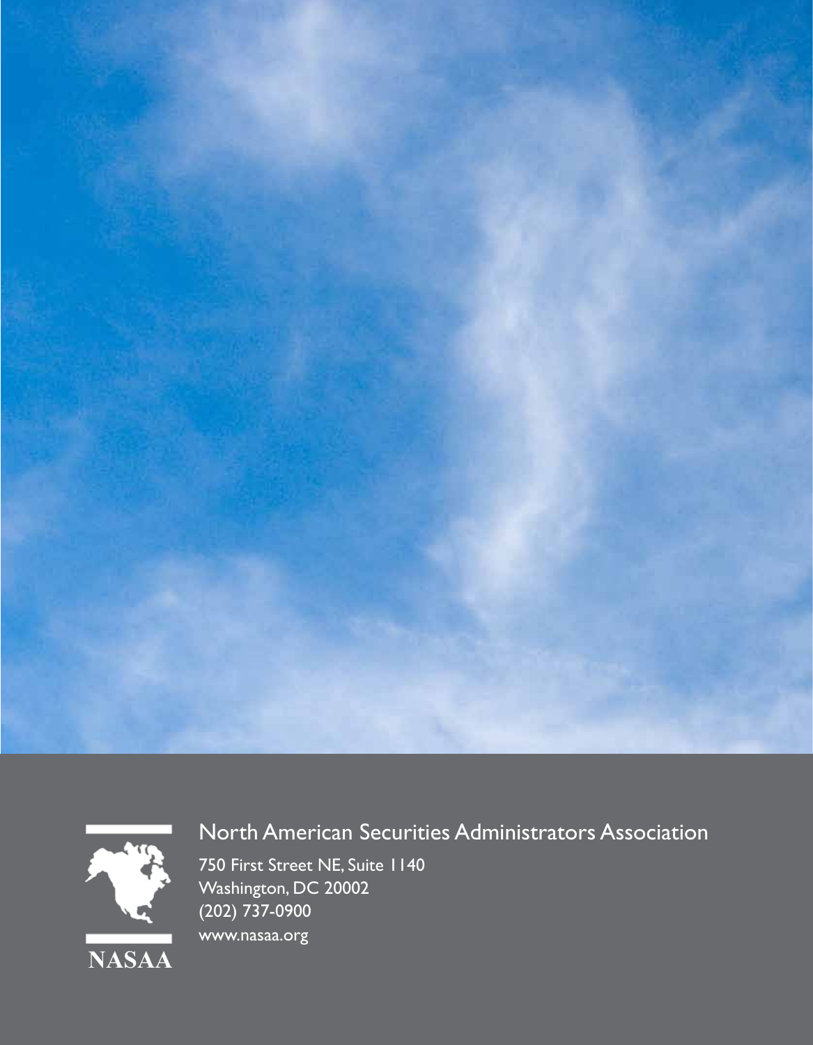North American Securities Administrators Association

750 First Street NE, Suite 1140
Washington, DC 20002
(202) 737-0900
www.nasaa.org

NASAA